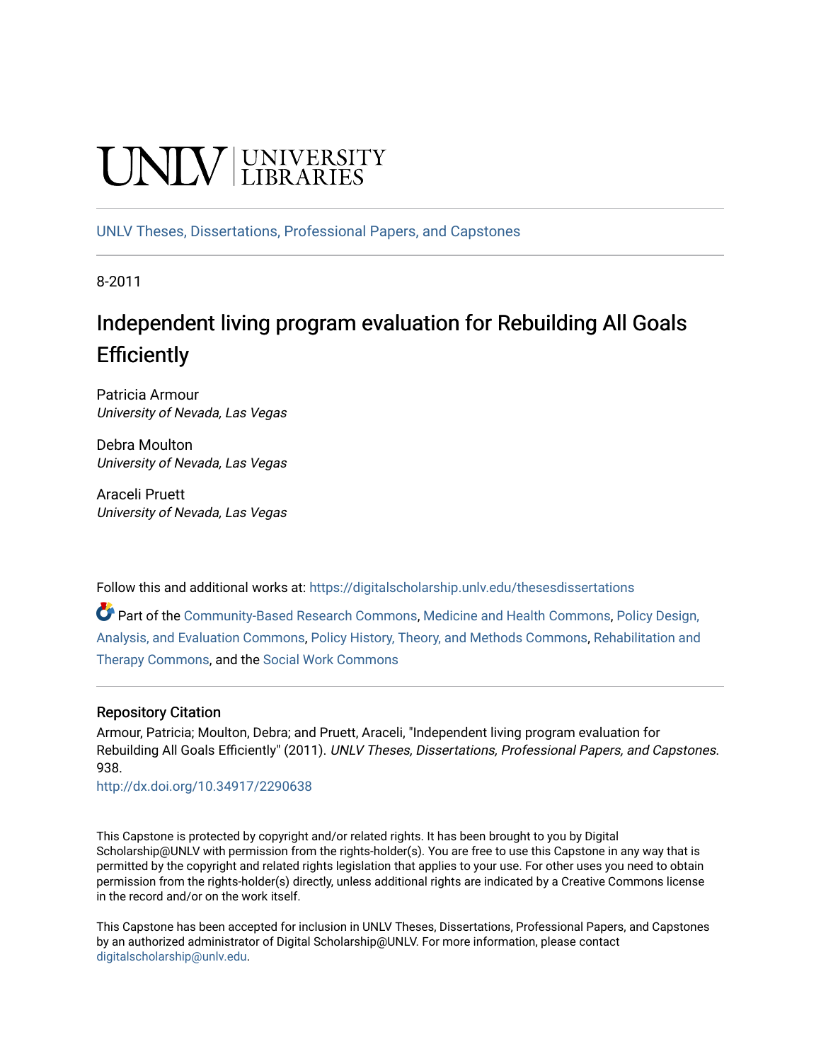UNLV | UNIVERSITY LIBRARIES

UNLV Theses, Dissertations, Professional Papers, and Capstones

8-2011

# Independent living program evaluation for Rebuilding All Goals Efficiently

Patricia Armour
*University of Nevada, Las Vegas*

Debra Moulton
*University of Nevada, Las Vegas*

Araceli Pruett
*University of Nevada, Las Vegas*

Follow this and additional works at: https://digitalscholarship.unlv.edu/thesesdissertations

Part of the Community-Based Research Commons, Medicine and Health Commons, Policy Design, Analysis, and Evaluation Commons, Policy History, Theory, and Methods Commons, Rehabilitation and Therapy Commons, and the Social Work Commons

## Repository Citation

Armour, Patricia; Moulton, Debra; and Pruett, Araceli, "Independent living program evaluation for Rebuilding All Goals Efficiently" (2011). *UNLV Theses, Dissertations, Professional Papers, and Capstones*. 938.
http://dx.doi.org/10.34917/2290638

This Capstone is protected by copyright and/or related rights. It has been brought to you by Digital Scholarship@UNLV with permission from the rights-holder(s). You are free to use this Capstone in any way that is permitted by the copyright and related rights legislation that applies to your use. For other uses you need to obtain permission from the rights-holder(s) directly, unless additional rights are indicated by a Creative Commons license in the record and/or on the work itself.

This Capstone has been accepted for inclusion in UNLV Theses, Dissertations, Professional Papers, and Capstones by an authorized administrator of Digital Scholarship@UNLV. For more information, please contact digitalscholarship@unlv.edu.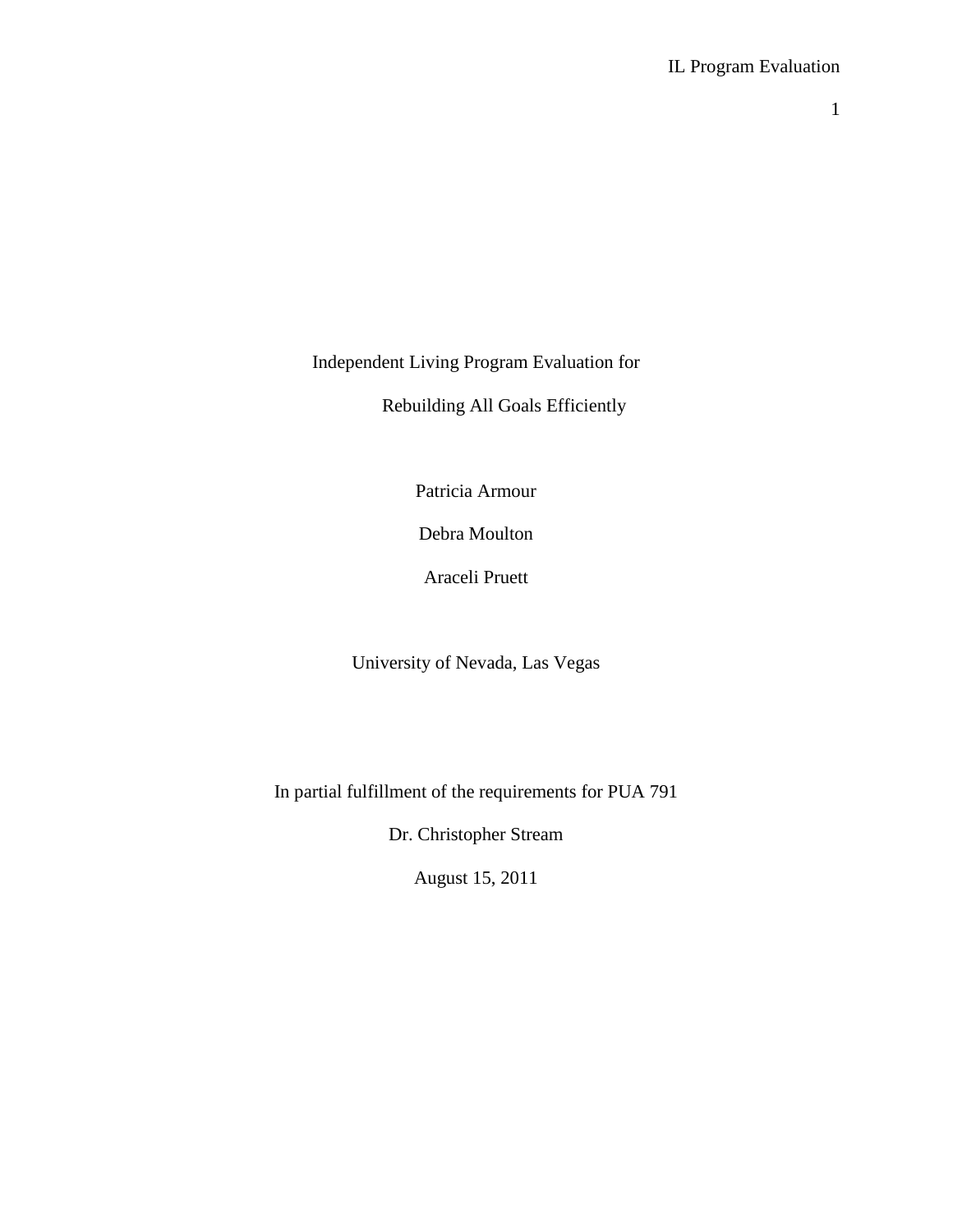Independent Living Program Evaluation for

Rebuilding All Goals Efficiently

Patricia Armour

Debra Moulton

Araceli Pruett

University of Nevada, Las Vegas

In partial fulfillment of the requirements for PUA 791

Dr. Christopher Stream

August 15, 2011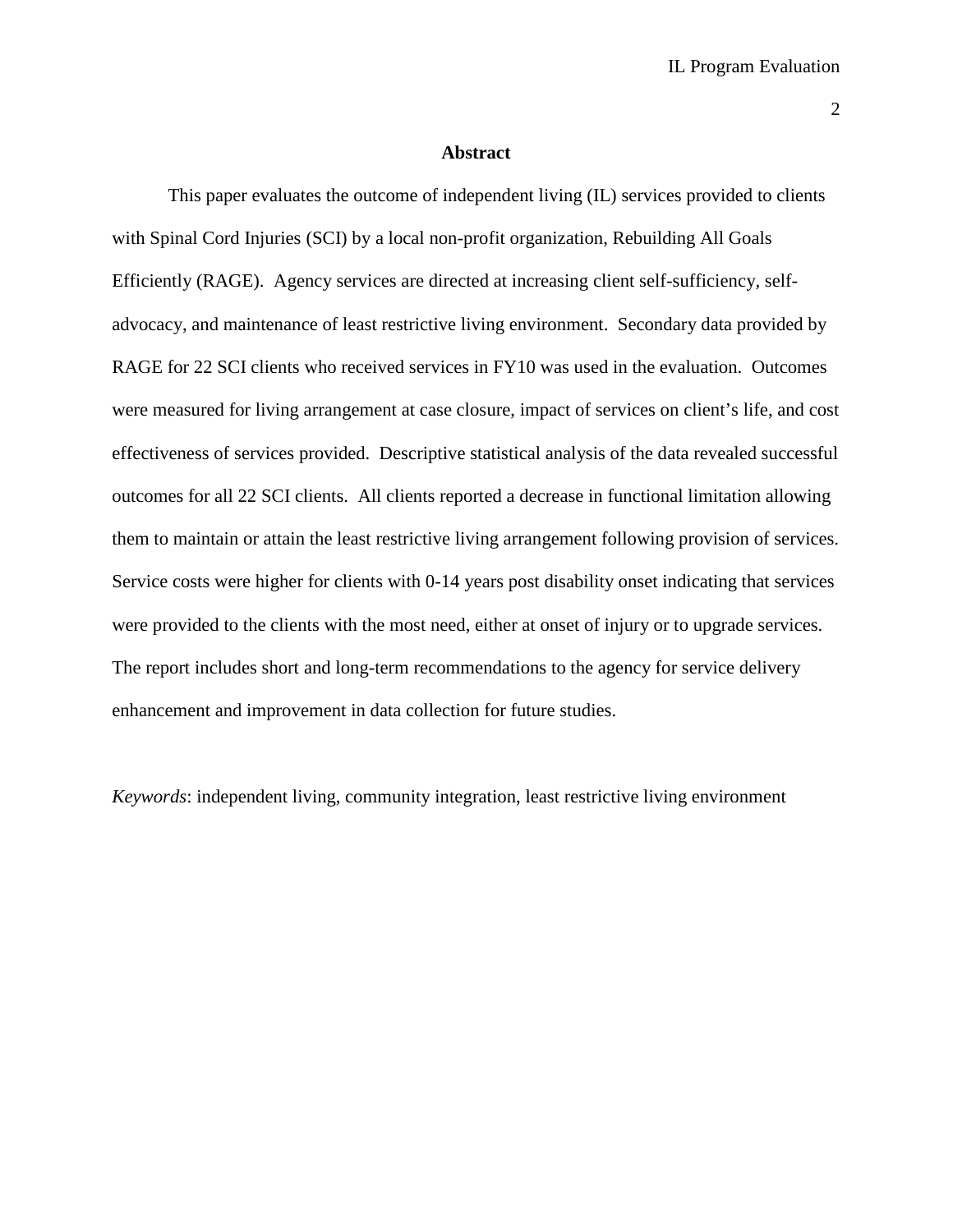# Abstract

This paper evaluates the outcome of independent living (IL) services provided to clients with Spinal Cord Injuries (SCI) by a local non-profit organization, Rebuilding All Goals Efficiently (RAGE). Agency services are directed at increasing client self-sufficiency, self-advocacy, and maintenance of least restrictive living environment. Secondary data provided by RAGE for 22 SCI clients who received services in FY10 was used in the evaluation. Outcomes were measured for living arrangement at case closure, impact of services on client's life, and cost effectiveness of services provided. Descriptive statistical analysis of the data revealed successful outcomes for all 22 SCI clients. All clients reported a decrease in functional limitation allowing them to maintain or attain the least restrictive living arrangement following provision of services. Service costs were higher for clients with 0-14 years post disability onset indicating that services were provided to the clients with the most need, either at onset of injury or to upgrade services. The report includes short and long-term recommendations to the agency for service delivery enhancement and improvement in data collection for future studies.

*Keywords*: independent living, community integration, least restrictive living environment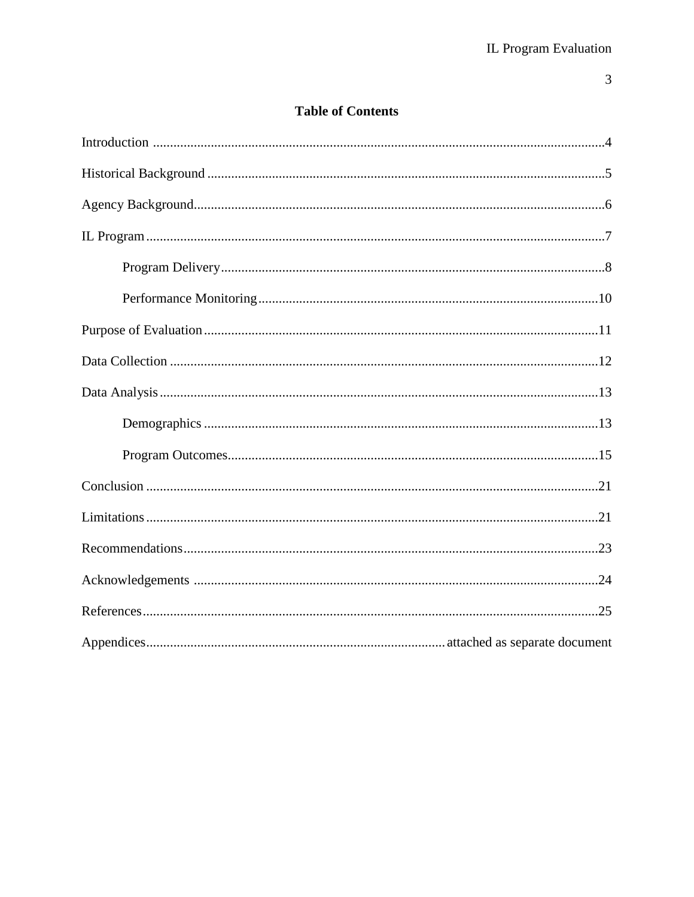## Table of Contents

Introduction ....................................................................................................................4

Historical Background ....................................................................................................5

Agency Background.........................................................................................................6

IL Program ......................................................................................................................7

  Program Delivery.......................................................................................................8

  Performance Monitoring...........................................................................................10

Purpose of Evaluation ....................................................................................................11

Data Collection ..............................................................................................................12

Data Analysis .................................................................................................................13

  Demographics ............................................................................................................13

  Program Outcomes.....................................................................................................15

Conclusion .....................................................................................................................21

Limitations .....................................................................................................................21

Recommendations...........................................................................................................23

Acknowledgements ........................................................................................................24

References.......................................................................................................................25

Appendices............................................................................... attached as separate document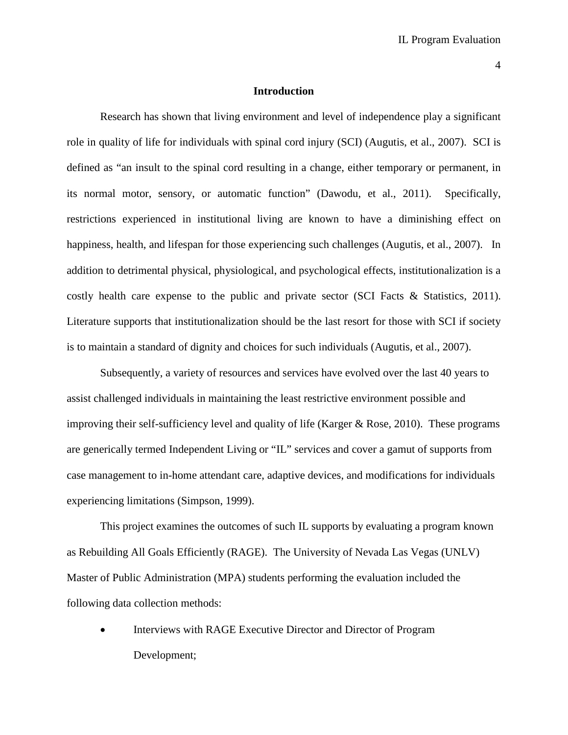## Introduction

Research has shown that living environment and level of independence play a significant role in quality of life for individuals with spinal cord injury (SCI) (Augutis, et al., 2007). SCI is defined as "an insult to the spinal cord resulting in a change, either temporary or permanent, in its normal motor, sensory, or automatic function" (Dawodu, et al., 2011). Specifically, restrictions experienced in institutional living are known to have a diminishing effect on happiness, health, and lifespan for those experiencing such challenges (Augutis, et al., 2007). In addition to detrimental physical, physiological, and psychological effects, institutionalization is a costly health care expense to the public and private sector (SCI Facts & Statistics, 2011). Literature supports that institutionalization should be the last resort for those with SCI if society is to maintain a standard of dignity and choices for such individuals (Augutis, et al., 2007).

Subsequently, a variety of resources and services have evolved over the last 40 years to assist challenged individuals in maintaining the least restrictive environment possible and improving their self-sufficiency level and quality of life (Karger & Rose, 2010). These programs are generically termed Independent Living or "IL" services and cover a gamut of supports from case management to in-home attendant care, adaptive devices, and modifications for individuals experiencing limitations (Simpson, 1999).

This project examines the outcomes of such IL supports by evaluating a program known as Rebuilding All Goals Efficiently (RAGE). The University of Nevada Las Vegas (UNLV) Master of Public Administration (MPA) students performing the evaluation included the following data collection methods:

- Interviews with RAGE Executive Director and Director of Program Development;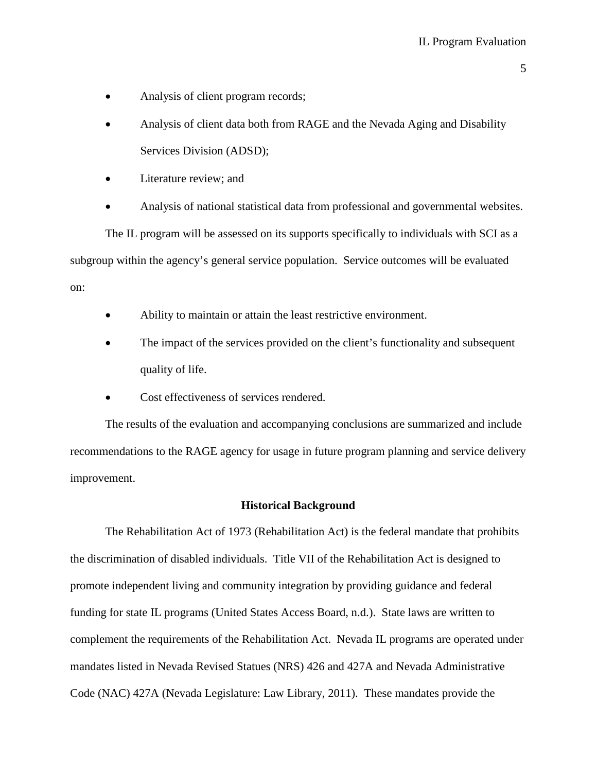- Analysis of client program records;
- Analysis of client data both from RAGE and the Nevada Aging and Disability Services Division (ADSD);
- Literature review; and
- Analysis of national statistical data from professional and governmental websites.

The IL program will be assessed on its supports specifically to individuals with SCI as a subgroup within the agency's general service population. Service outcomes will be evaluated on:

- Ability to maintain or attain the least restrictive environment.
- The impact of the services provided on the client's functionality and subsequent quality of life.
- Cost effectiveness of services rendered.

The results of the evaluation and accompanying conclusions are summarized and include recommendations to the RAGE agency for usage in future program planning and service delivery improvement.

## Historical Background

The Rehabilitation Act of 1973 (Rehabilitation Act) is the federal mandate that prohibits the discrimination of disabled individuals. Title VII of the Rehabilitation Act is designed to promote independent living and community integration by providing guidance and federal funding for state IL programs (United States Access Board, n.d.). State laws are written to complement the requirements of the Rehabilitation Act. Nevada IL programs are operated under mandates listed in Nevada Revised Statues (NRS) 426 and 427A and Nevada Administrative Code (NAC) 427A (Nevada Legislature: Law Library, 2011). These mandates provide the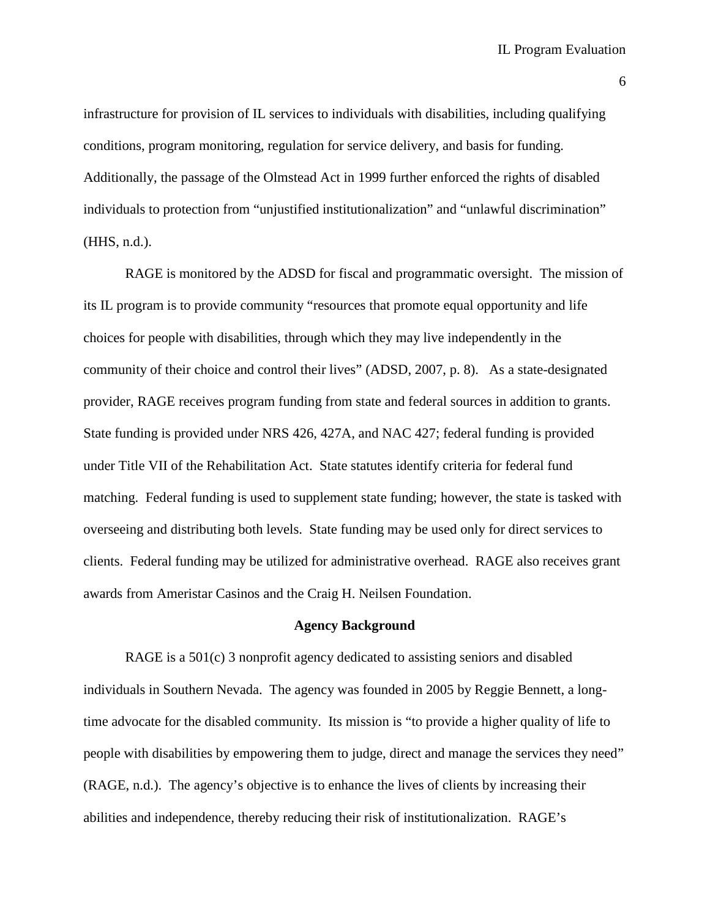infrastructure for provision of IL services to individuals with disabilities, including qualifying conditions, program monitoring, regulation for service delivery, and basis for funding. Additionally, the passage of the Olmstead Act in 1999 further enforced the rights of disabled individuals to protection from "unjustified institutionalization" and "unlawful discrimination" (HHS, n.d.).

RAGE is monitored by the ADSD for fiscal and programmatic oversight. The mission of its IL program is to provide community "resources that promote equal opportunity and life choices for people with disabilities, through which they may live independently in the community of their choice and control their lives" (ADSD, 2007, p. 8). As a state-designated provider, RAGE receives program funding from state and federal sources in addition to grants. State funding is provided under NRS 426, 427A, and NAC 427; federal funding is provided under Title VII of the Rehabilitation Act. State statutes identify criteria for federal fund matching. Federal funding is used to supplement state funding; however, the state is tasked with overseeing and distributing both levels. State funding may be used only for direct services to clients. Federal funding may be utilized for administrative overhead. RAGE also receives grant awards from Ameristar Casinos and the Craig H. Neilsen Foundation.

## Agency Background

RAGE is a 501(c) 3 nonprofit agency dedicated to assisting seniors and disabled individuals in Southern Nevada. The agency was founded in 2005 by Reggie Bennett, a long-time advocate for the disabled community. Its mission is "to provide a higher quality of life to people with disabilities by empowering them to judge, direct and manage the services they need" (RAGE, n.d.). The agency's objective is to enhance the lives of clients by increasing their abilities and independence, thereby reducing their risk of institutionalization. RAGE's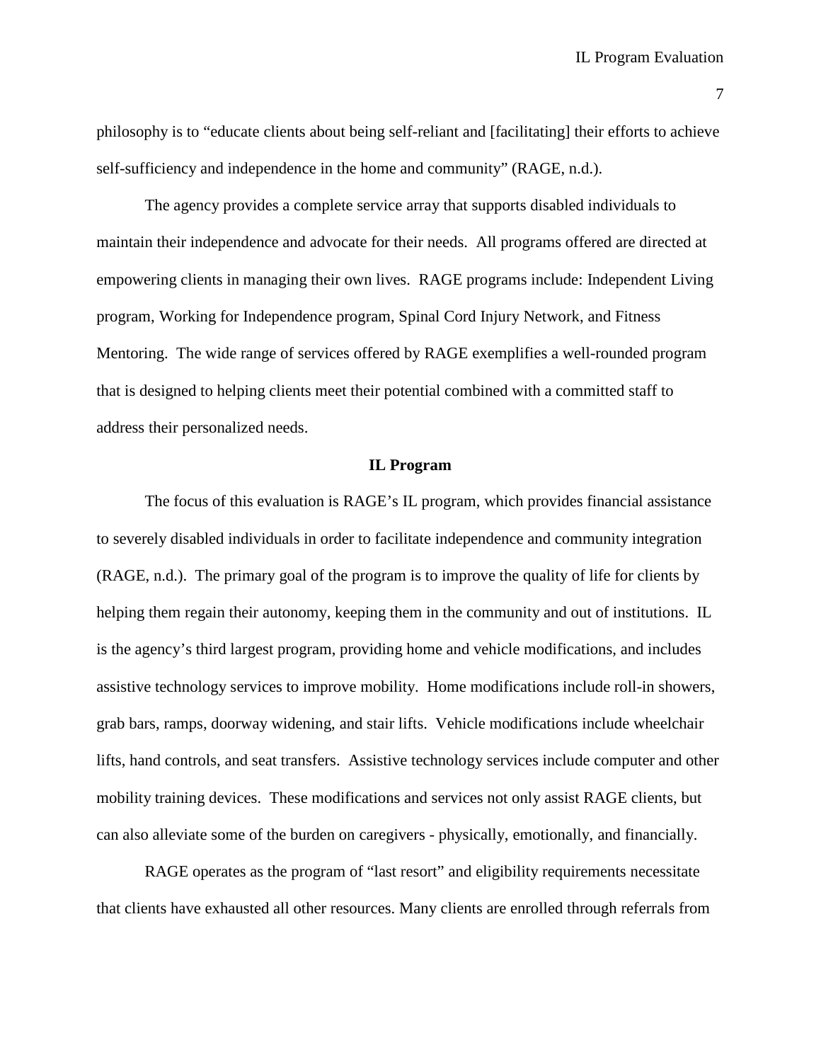philosophy is to “educate clients about being self-reliant and [facilitating] their efforts to achieve self-sufficiency and independence in the home and community” (RAGE, n.d.).

The agency provides a complete service array that supports disabled individuals to maintain their independence and advocate for their needs. All programs offered are directed at empowering clients in managing their own lives. RAGE programs include: Independent Living program, Working for Independence program, Spinal Cord Injury Network, and Fitness Mentoring. The wide range of services offered by RAGE exemplifies a well-rounded program that is designed to helping clients meet their potential combined with a committed staff to address their personalized needs.

## IL Program

The focus of this evaluation is RAGE’s IL program, which provides financial assistance to severely disabled individuals in order to facilitate independence and community integration (RAGE, n.d.). The primary goal of the program is to improve the quality of life for clients by helping them regain their autonomy, keeping them in the community and out of institutions. IL is the agency’s third largest program, providing home and vehicle modifications, and includes assistive technology services to improve mobility. Home modifications include roll-in showers, grab bars, ramps, doorway widening, and stair lifts. Vehicle modifications include wheelchair lifts, hand controls, and seat transfers. Assistive technology services include computer and other mobility training devices. These modifications and services not only assist RAGE clients, but can also alleviate some of the burden on caregivers - physically, emotionally, and financially.

RAGE operates as the program of “last resort” and eligibility requirements necessitate that clients have exhausted all other resources. Many clients are enrolled through referrals from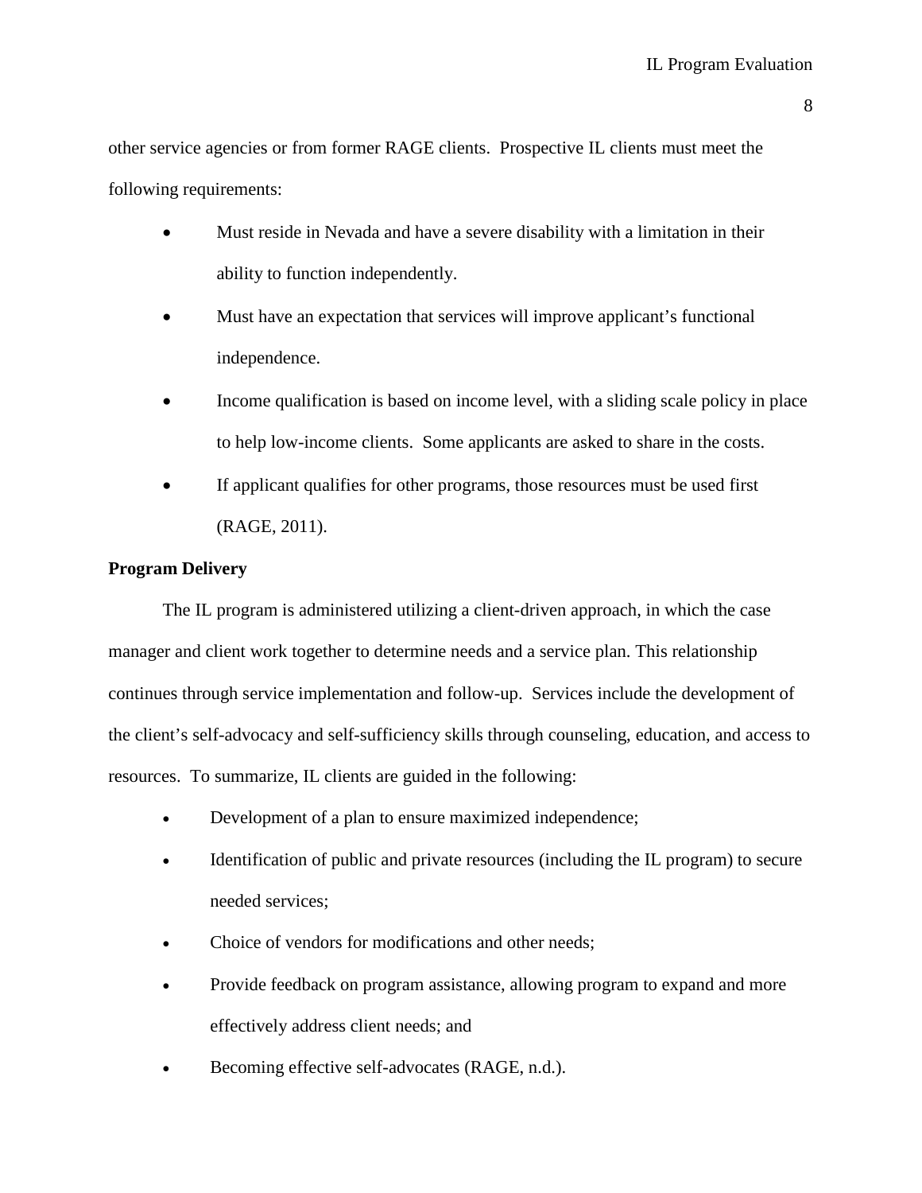other service agencies or from former RAGE clients.  Prospective IL clients must meet the following requirements:

- Must reside in Nevada and have a severe disability with a limitation in their ability to function independently.
- Must have an expectation that services will improve applicant's functional independence.
- Income qualification is based on income level, with a sliding scale policy in place to help low-income clients.  Some applicants are asked to share in the costs.
- If applicant qualifies for other programs, those resources must be used first (RAGE, 2011).

**Program Delivery**

The IL program is administered utilizing a client-driven approach, in which the case manager and client work together to determine needs and a service plan. This relationship continues through service implementation and follow-up.  Services include the development of the client's self-advocacy and self-sufficiency skills through counseling, education, and access to resources.  To summarize, IL clients are guided in the following:

- Development of a plan to ensure maximized independence;
- Identification of public and private resources (including the IL program) to secure needed services;
- Choice of vendors for modifications and other needs;
- Provide feedback on program assistance, allowing program to expand and more effectively address client needs; and
- Becoming effective self-advocates (RAGE, n.d.).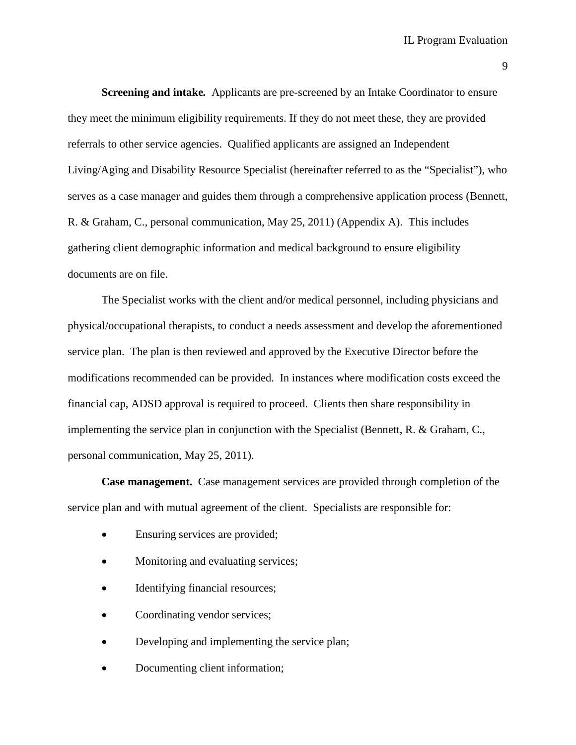**Screening and intake.** Applicants are pre-screened by an Intake Coordinator to ensure they meet the minimum eligibility requirements. If they do not meet these, they are provided referrals to other service agencies. Qualified applicants are assigned an Independent Living/Aging and Disability Resource Specialist (hereinafter referred to as the "Specialist"), who serves as a case manager and guides them through a comprehensive application process (Bennett, R. & Graham, C., personal communication, May 25, 2011) (Appendix A). This includes gathering client demographic information and medical background to ensure eligibility documents are on file.

The Specialist works with the client and/or medical personnel, including physicians and physical/occupational therapists, to conduct a needs assessment and develop the aforementioned service plan. The plan is then reviewed and approved by the Executive Director before the modifications recommended can be provided. In instances where modification costs exceed the financial cap, ADSD approval is required to proceed. Clients then share responsibility in implementing the service plan in conjunction with the Specialist (Bennett, R. & Graham, C., personal communication, May 25, 2011).

**Case management.** Case management services are provided through completion of the service plan and with mutual agreement of the client. Specialists are responsible for:

- Ensuring services are provided;
- Monitoring and evaluating services;
- Identifying financial resources;
- Coordinating vendor services;
- Developing and implementing the service plan;
- Documenting client information;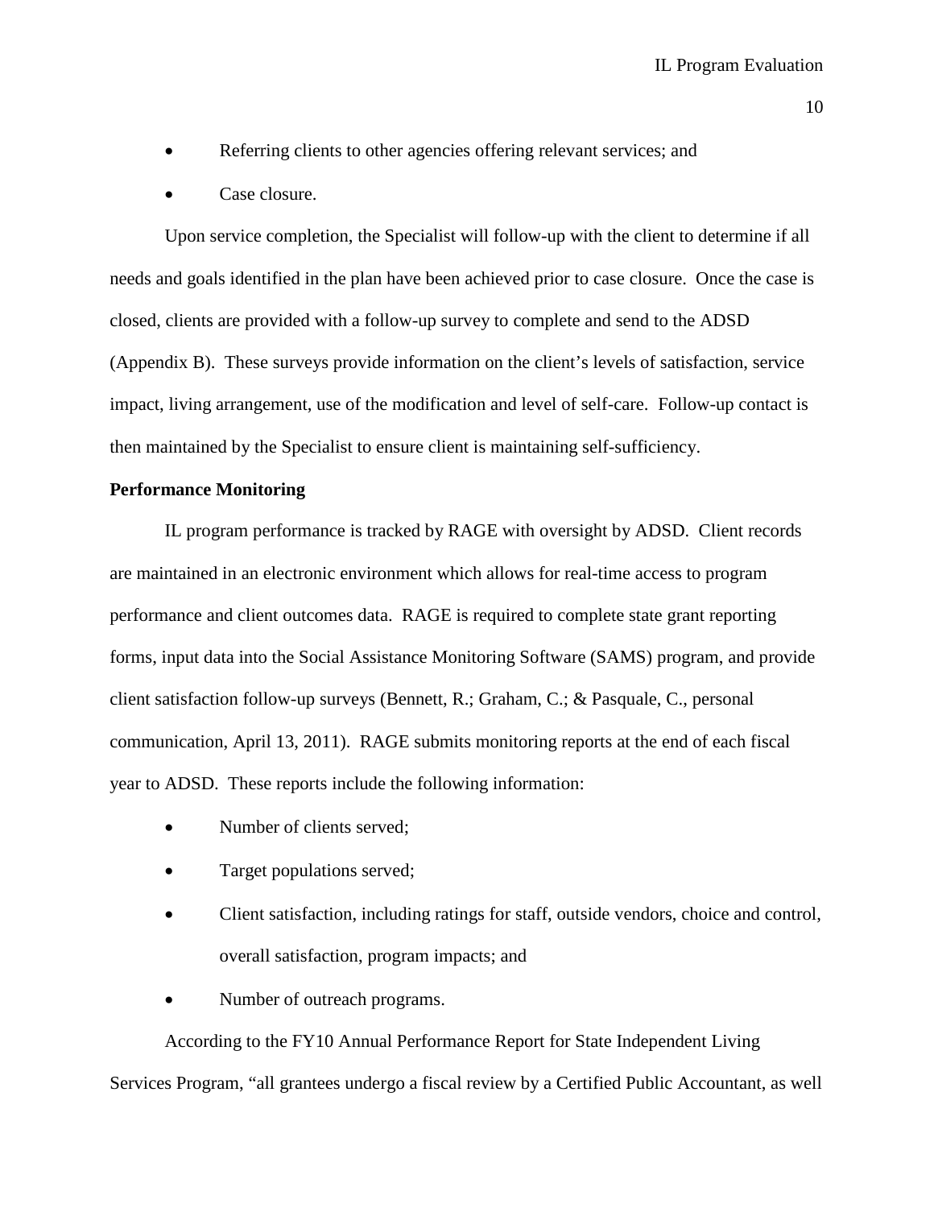- Referring clients to other agencies offering relevant services; and
- Case closure.

Upon service completion, the Specialist will follow-up with the client to determine if all needs and goals identified in the plan have been achieved prior to case closure. Once the case is closed, clients are provided with a follow-up survey to complete and send to the ADSD (Appendix B). These surveys provide information on the client's levels of satisfaction, service impact, living arrangement, use of the modification and level of self-care. Follow-up contact is then maintained by the Specialist to ensure client is maintaining self-sufficiency.

**Performance Monitoring**

IL program performance is tracked by RAGE with oversight by ADSD. Client records are maintained in an electronic environment which allows for real-time access to program performance and client outcomes data. RAGE is required to complete state grant reporting forms, input data into the Social Assistance Monitoring Software (SAMS) program, and provide client satisfaction follow-up surveys (Bennett, R.; Graham, C.; & Pasquale, C., personal communication, April 13, 2011). RAGE submits monitoring reports at the end of each fiscal year to ADSD. These reports include the following information:

- Number of clients served;
- Target populations served;
- Client satisfaction, including ratings for staff, outside vendors, choice and control, overall satisfaction, program impacts; and
- Number of outreach programs.

According to the FY10 Annual Performance Report for State Independent Living Services Program, "all grantees undergo a fiscal review by a Certified Public Accountant, as well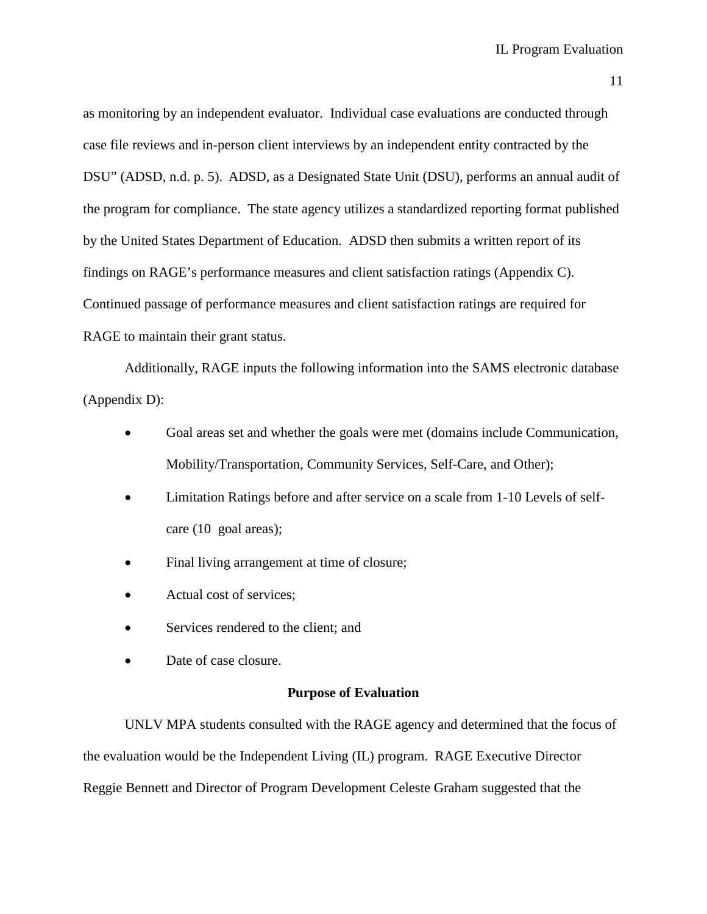as monitoring by an independent evaluator. Individual case evaluations are conducted through case file reviews and in-person client interviews by an independent entity contracted by the DSU" (ADSD, n.d. p. 5). ADSD, as a Designated State Unit (DSU), performs an annual audit of the program for compliance. The state agency utilizes a standardized reporting format published by the United States Department of Education. ADSD then submits a written report of its findings on RAGE's performance measures and client satisfaction ratings (Appendix C). Continued passage of performance measures and client satisfaction ratings are required for RAGE to maintain their grant status.

Additionally, RAGE inputs the following information into the SAMS electronic database (Appendix D):

- Goal areas set and whether the goals were met (domains include Communication, Mobility/Transportation, Community Services, Self-Care, and Other);
- Limitation Ratings before and after service on a scale from 1-10 Levels of self-care (10 goal areas);
- Final living arrangement at time of closure;
- Actual cost of services;
- Services rendered to the client; and
- Date of case closure.

### Purpose of Evaluation

UNLV MPA students consulted with the RAGE agency and determined that the focus of the evaluation would be the Independent Living (IL) program. RAGE Executive Director Reggie Bennett and Director of Program Development Celeste Graham suggested that the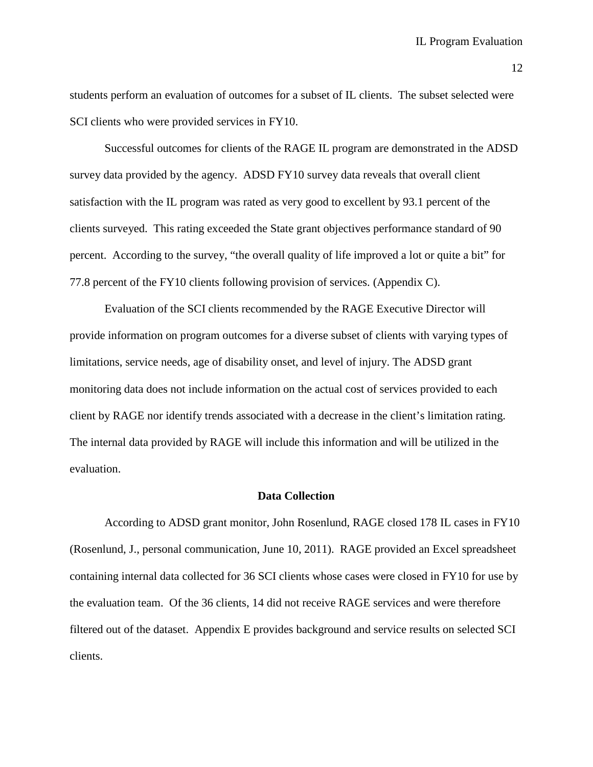students perform an evaluation of outcomes for a subset of IL clients. The subset selected were SCI clients who were provided services in FY10.

Successful outcomes for clients of the RAGE IL program are demonstrated in the ADSD survey data provided by the agency. ADSD FY10 survey data reveals that overall client satisfaction with the IL program was rated as very good to excellent by 93.1 percent of the clients surveyed. This rating exceeded the State grant objectives performance standard of 90 percent. According to the survey, "the overall quality of life improved a lot or quite a bit" for 77.8 percent of the FY10 clients following provision of services. (Appendix C).

Evaluation of the SCI clients recommended by the RAGE Executive Director will provide information on program outcomes for a diverse subset of clients with varying types of limitations, service needs, age of disability onset, and level of injury. The ADSD grant monitoring data does not include information on the actual cost of services provided to each client by RAGE nor identify trends associated with a decrease in the client's limitation rating. The internal data provided by RAGE will include this information and will be utilized in the evaluation.

## Data Collection

According to ADSD grant monitor, John Rosenlund, RAGE closed 178 IL cases in FY10 (Rosenlund, J., personal communication, June 10, 2011). RAGE provided an Excel spreadsheet containing internal data collected for 36 SCI clients whose cases were closed in FY10 for use by the evaluation team. Of the 36 clients, 14 did not receive RAGE services and were therefore filtered out of the dataset. Appendix E provides background and service results on selected SCI clients.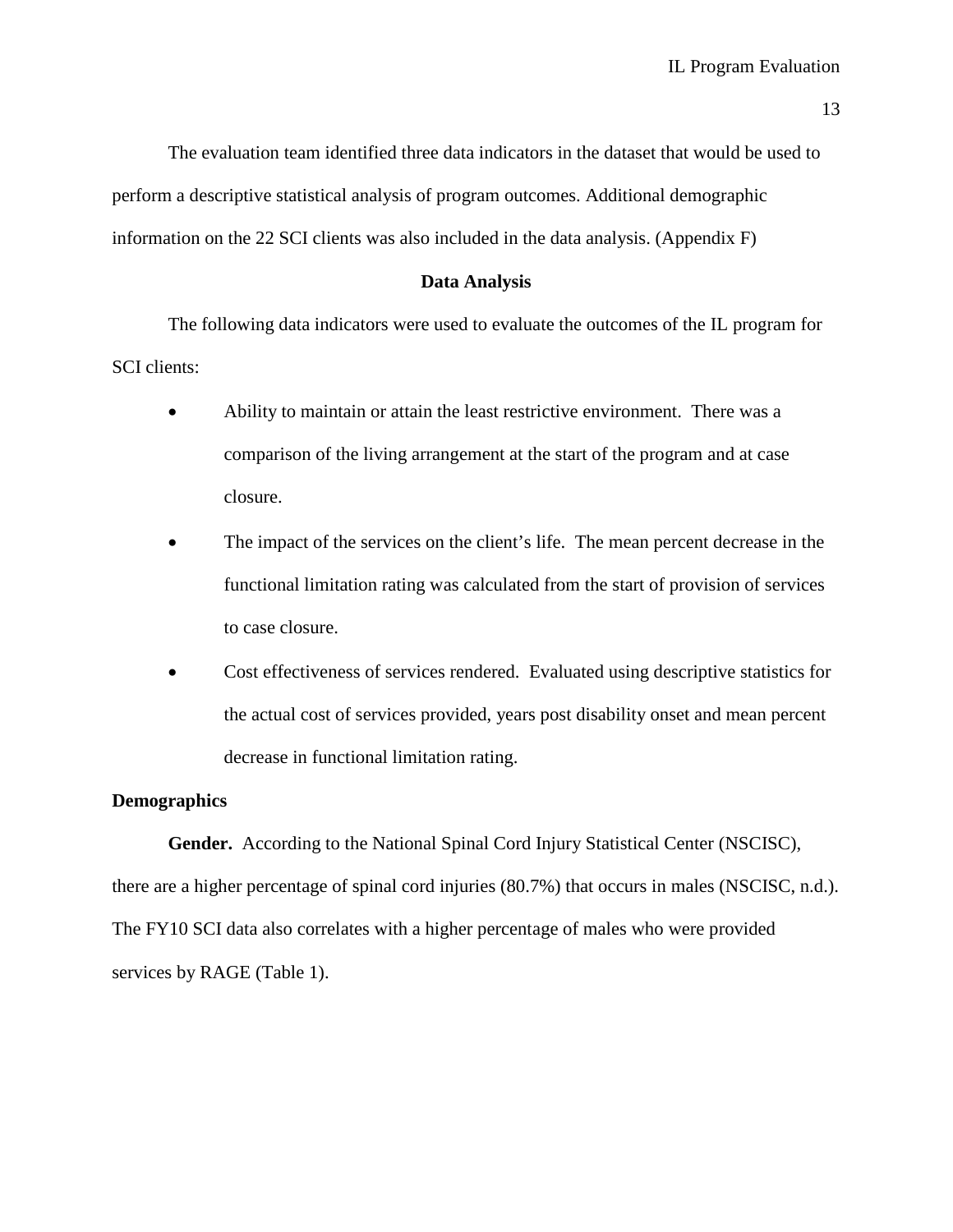The evaluation team identified three data indicators in the dataset that would be used to perform a descriptive statistical analysis of program outcomes. Additional demographic information on the 22 SCI clients was also included in the data analysis. (Appendix F)

## Data Analysis

The following data indicators were used to evaluate the outcomes of the IL program for SCI clients:

- Ability to maintain or attain the least restrictive environment. There was a comparison of the living arrangement at the start of the program and at case closure.
- The impact of the services on the client's life. The mean percent decrease in the functional limitation rating was calculated from the start of provision of services to case closure.
- Cost effectiveness of services rendered. Evaluated using descriptive statistics for the actual cost of services provided, years post disability onset and mean percent decrease in functional limitation rating.

### Demographics

**Gender.** According to the National Spinal Cord Injury Statistical Center (NSCISC), there are a higher percentage of spinal cord injuries (80.7%) that occurs in males (NSCISC, n.d.). The FY10 SCI data also correlates with a higher percentage of males who were provided services by RAGE (Table 1).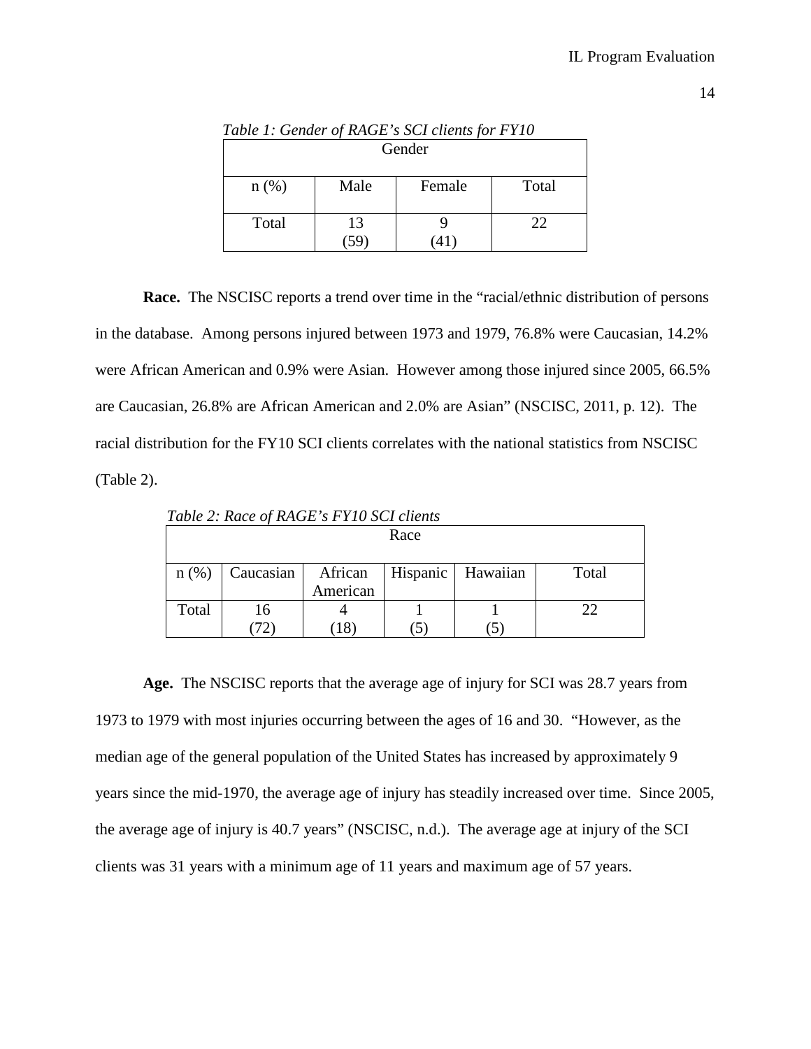*Table 1: Gender of RAGE's SCI clients for FY10*

| Gender | | | |
|---|---|---|---|
| n (%) | Male | Female | Total |
| Total | 13 (59) | 9 (41) | 22 |

**Race.** The NSCISC reports a trend over time in the "racial/ethnic distribution of persons in the database. Among persons injured between 1973 and 1979, 76.8% were Caucasian, 14.2% were African American and 0.9% were Asian. However among those injured since 2005, 66.5% are Caucasian, 26.8% are African American and 2.0% are Asian" (NSCISC, 2011, p. 12). The racial distribution for the FY10 SCI clients correlates with the national statistics from NSCISC (Table 2).

*Table 2: Race of RAGE's FY10 SCI clients*

| Race | | | | | |
|---|---|---|---|---|---|
| n (%) | Caucasian | African American | Hispanic | Hawaiian | Total |
| Total | 16 (72) | 4 (18) | 1 (5) | 1 (5) | 22 |

**Age.** The NSCISC reports that the average age of injury for SCI was 28.7 years from 1973 to 1979 with most injuries occurring between the ages of 16 and 30. "However, as the median age of the general population of the United States has increased by approximately 9 years since the mid-1970, the average age of injury has steadily increased over time. Since 2005, the average age of injury is 40.7 years" (NSCISC, n.d.). The average age at injury of the SCI clients was 31 years with a minimum age of 11 years and maximum age of 57 years.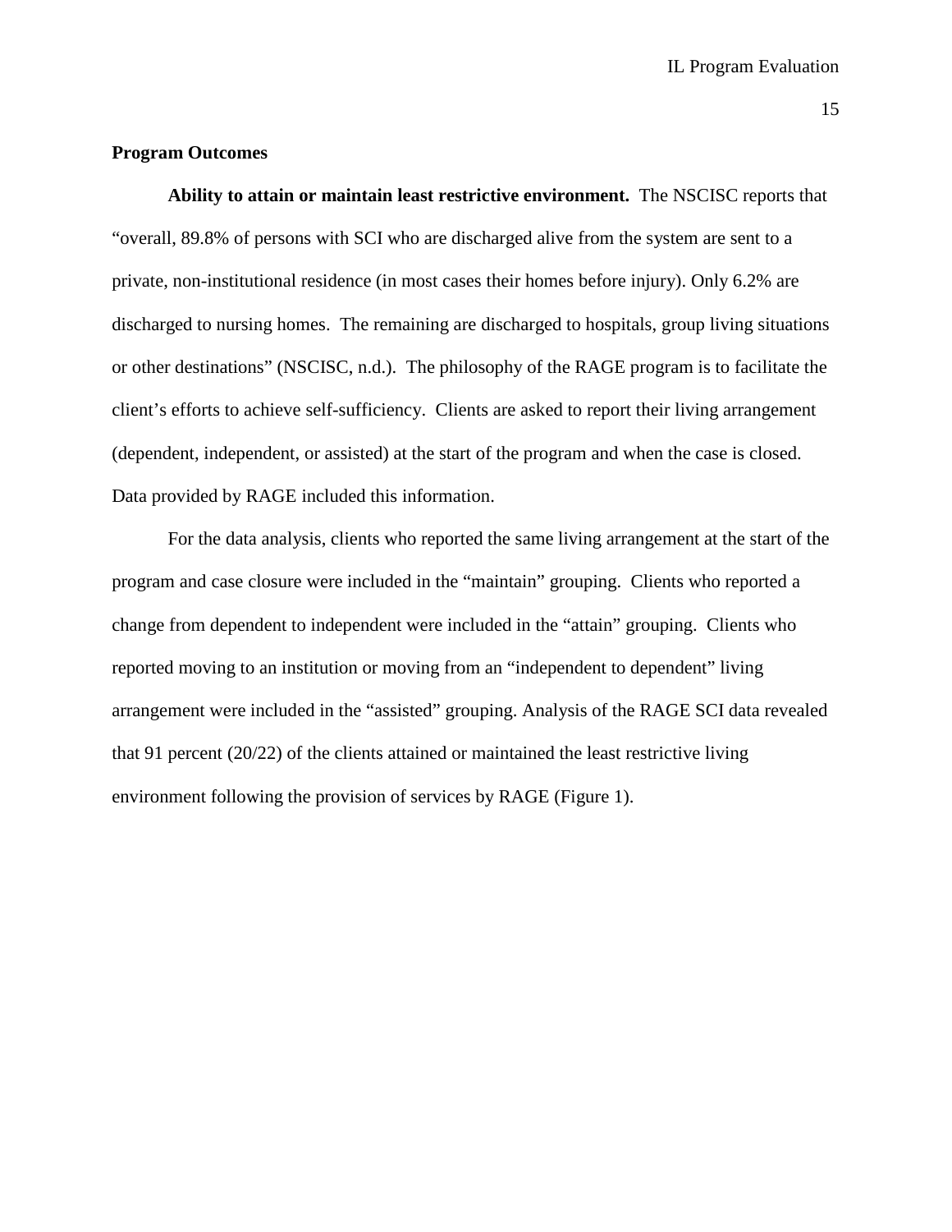## Program Outcomes

**Ability to attain or maintain least restrictive environment.** The NSCISC reports that "overall, 89.8% of persons with SCI who are discharged alive from the system are sent to a private, non-institutional residence (in most cases their homes before injury). Only 6.2% are discharged to nursing homes. The remaining are discharged to hospitals, group living situations or other destinations" (NSCISC, n.d.). The philosophy of the RAGE program is to facilitate the client's efforts to achieve self-sufficiency. Clients are asked to report their living arrangement (dependent, independent, or assisted) at the start of the program and when the case is closed. Data provided by RAGE included this information.

For the data analysis, clients who reported the same living arrangement at the start of the program and case closure were included in the "maintain" grouping. Clients who reported a change from dependent to independent were included in the "attain" grouping. Clients who reported moving to an institution or moving from an "independent to dependent" living arrangement were included in the "assisted" grouping. Analysis of the RAGE SCI data revealed that 91 percent (20/22) of the clients attained or maintained the least restrictive living environment following the provision of services by RAGE (Figure 1).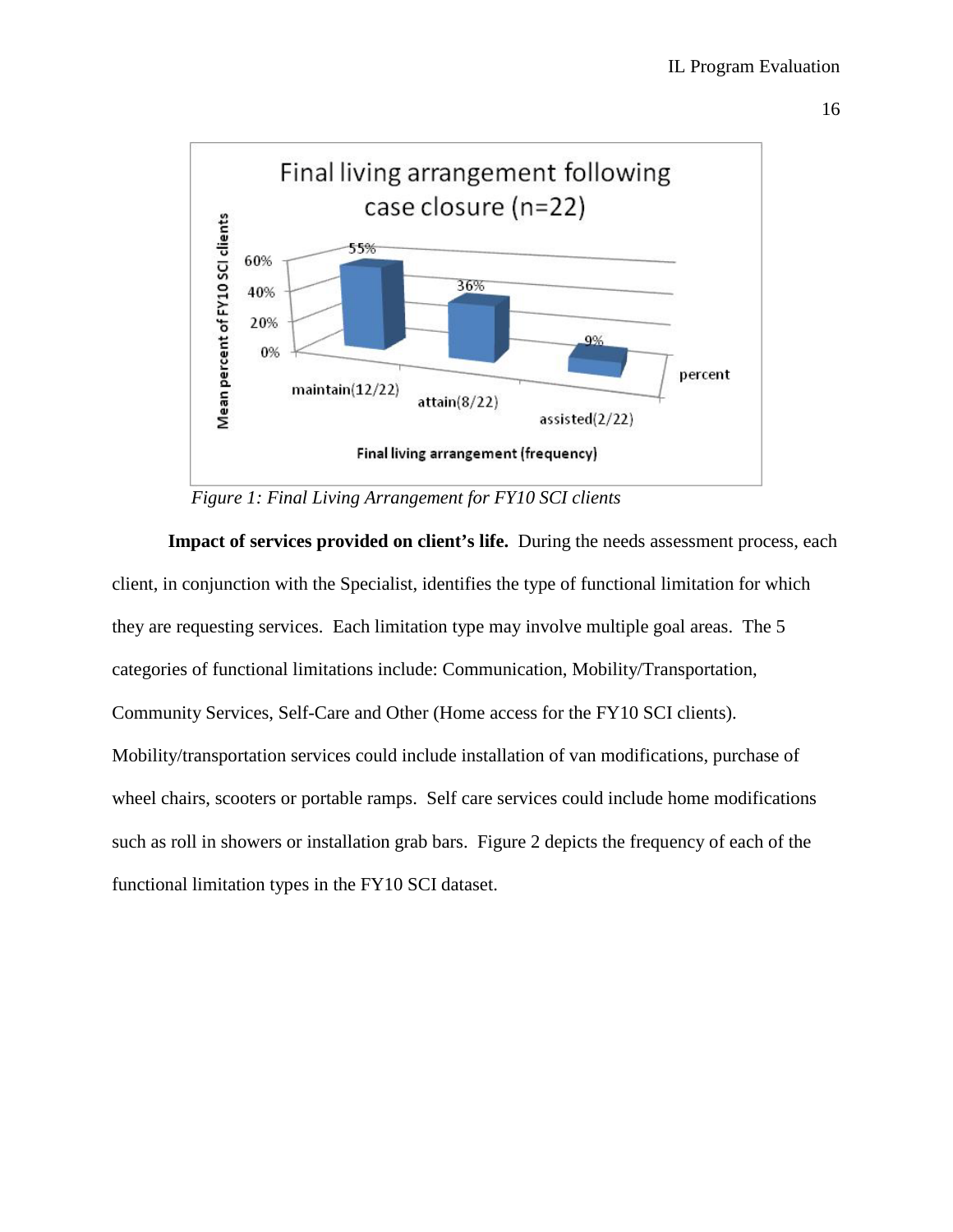*Figure 1: Final Living Arrangement for FY10 SCI clients*

**Impact of services provided on client's life.** During the needs assessment process, each client, in conjunction with the Specialist, identifies the type of functional limitation for which they are requesting services. Each limitation type may involve multiple goal areas. The 5 categories of functional limitations include: Communication, Mobility/Transportation, Community Services, Self-Care and Other (Home access for the FY10 SCI clients). Mobility/transportation services could include installation of van modifications, purchase of wheel chairs, scooters or portable ramps. Self care services could include home modifications such as roll in showers or installation grab bars. Figure 2 depicts the frequency of each of the functional limitation types in the FY10 SCI dataset.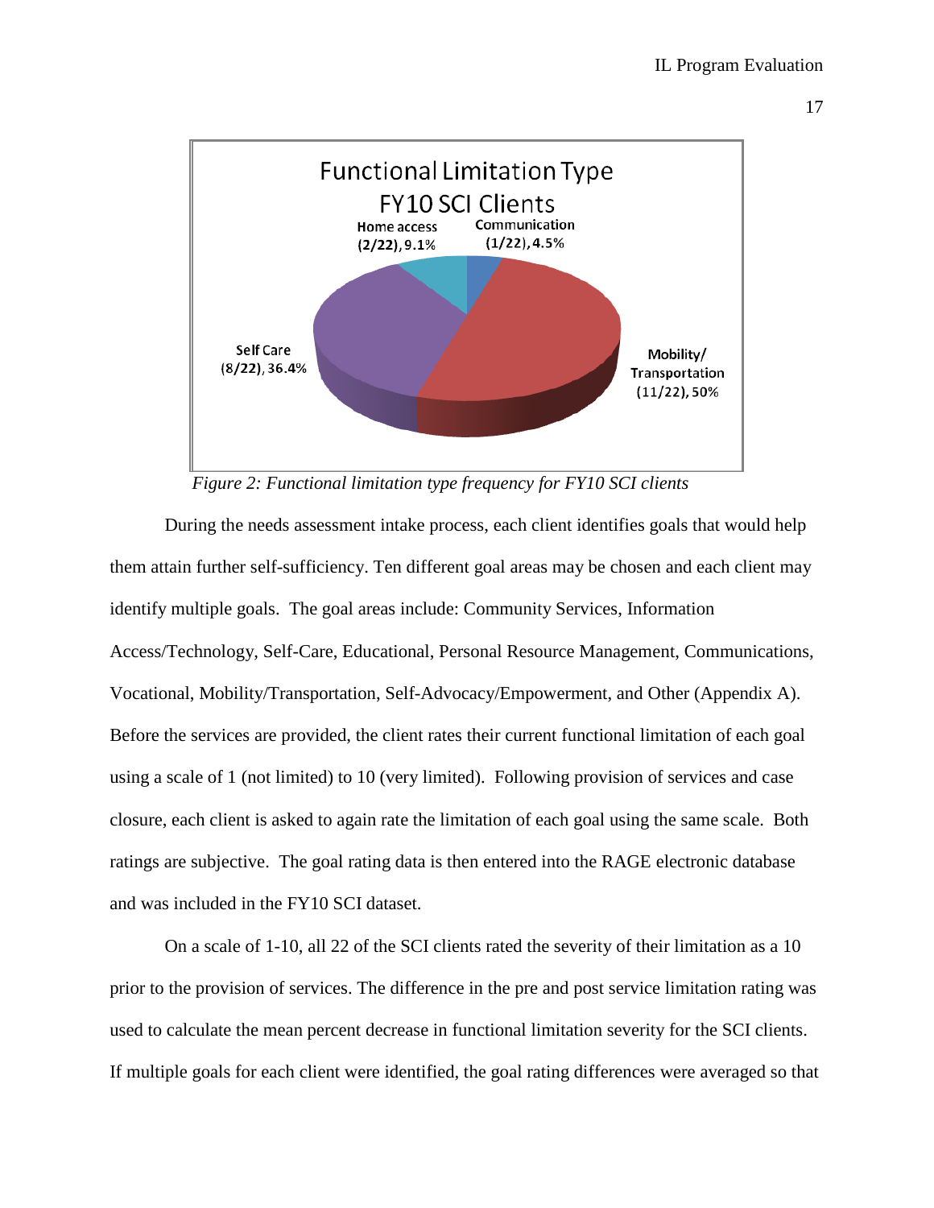*Figure 2: Functional limitation type frequency for FY10 SCI clients*

During the needs assessment intake process, each client identifies goals that would help them attain further self-sufficiency. Ten different goal areas may be chosen and each client may identify multiple goals. The goal areas include: Community Services, Information Access/Technology, Self-Care, Educational, Personal Resource Management, Communications, Vocational, Mobility/Transportation, Self-Advocacy/Empowerment, and Other (Appendix A). Before the services are provided, the client rates their current functional limitation of each goal using a scale of 1 (not limited) to 10 (very limited). Following provision of services and case closure, each client is asked to again rate the limitation of each goal using the same scale. Both ratings are subjective. The goal rating data is then entered into the RAGE electronic database and was included in the FY10 SCI dataset.

On a scale of 1-10, all 22 of the SCI clients rated the severity of their limitation as a 10 prior to the provision of services. The difference in the pre and post service limitation rating was used to calculate the mean percent decrease in functional limitation severity for the SCI clients. If multiple goals for each client were identified, the goal rating differences were averaged so that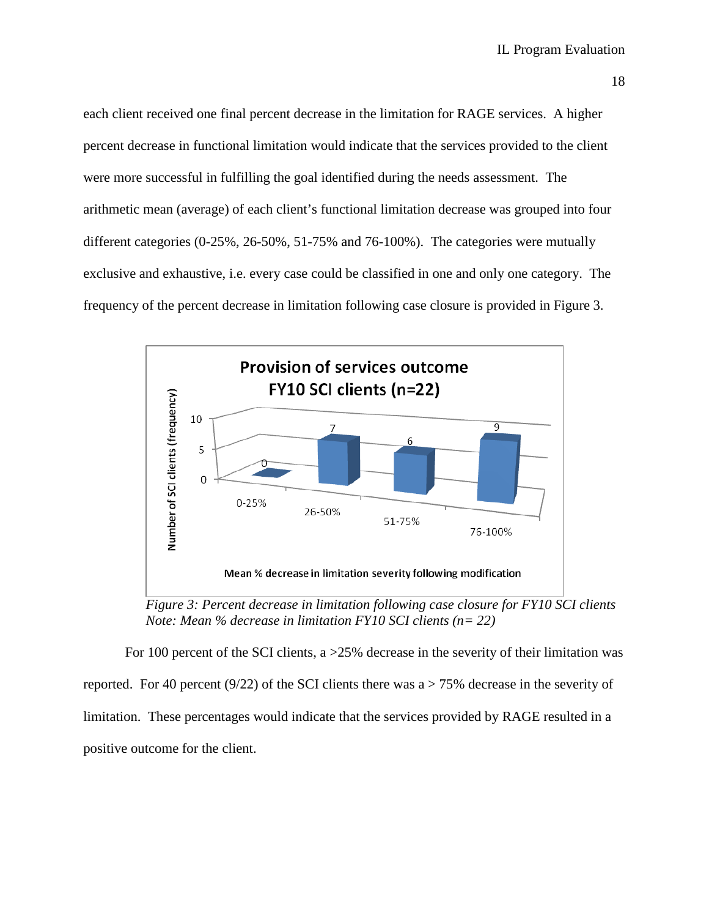each client received one final percent decrease in the limitation for RAGE services. A higher percent decrease in functional limitation would indicate that the services provided to the client were more successful in fulfilling the goal identified during the needs assessment. The arithmetic mean (average) of each client's functional limitation decrease was grouped into four different categories (0-25%, 26-50%, 51-75% and 76-100%). The categories were mutually exclusive and exhaustive, i.e. every case could be classified in one and only one category. The frequency of the percent decrease in limitation following case closure is provided in Figure 3.

**Provision of services outcome FY10 SCI clients (n=22)**

| Mean % decrease in limitation severity following modification | Number of SCI clients (frequency) |
|---|---|
| 0-25% | 0 |
| 26-50% | 7 |
| 51-75% | 6 |
| 76-100% | 9 |

*Figure 3: Percent decrease in limitation following case closure for FY10 SCI clients*
*Note: Mean % decrease in limitation FY10 SCI clients (n= 22)*

For 100 percent of the SCI clients, a >25% decrease in the severity of their limitation was reported. For 40 percent (9/22) of the SCI clients there was a > 75% decrease in the severity of limitation. These percentages would indicate that the services provided by RAGE resulted in a positive outcome for the client.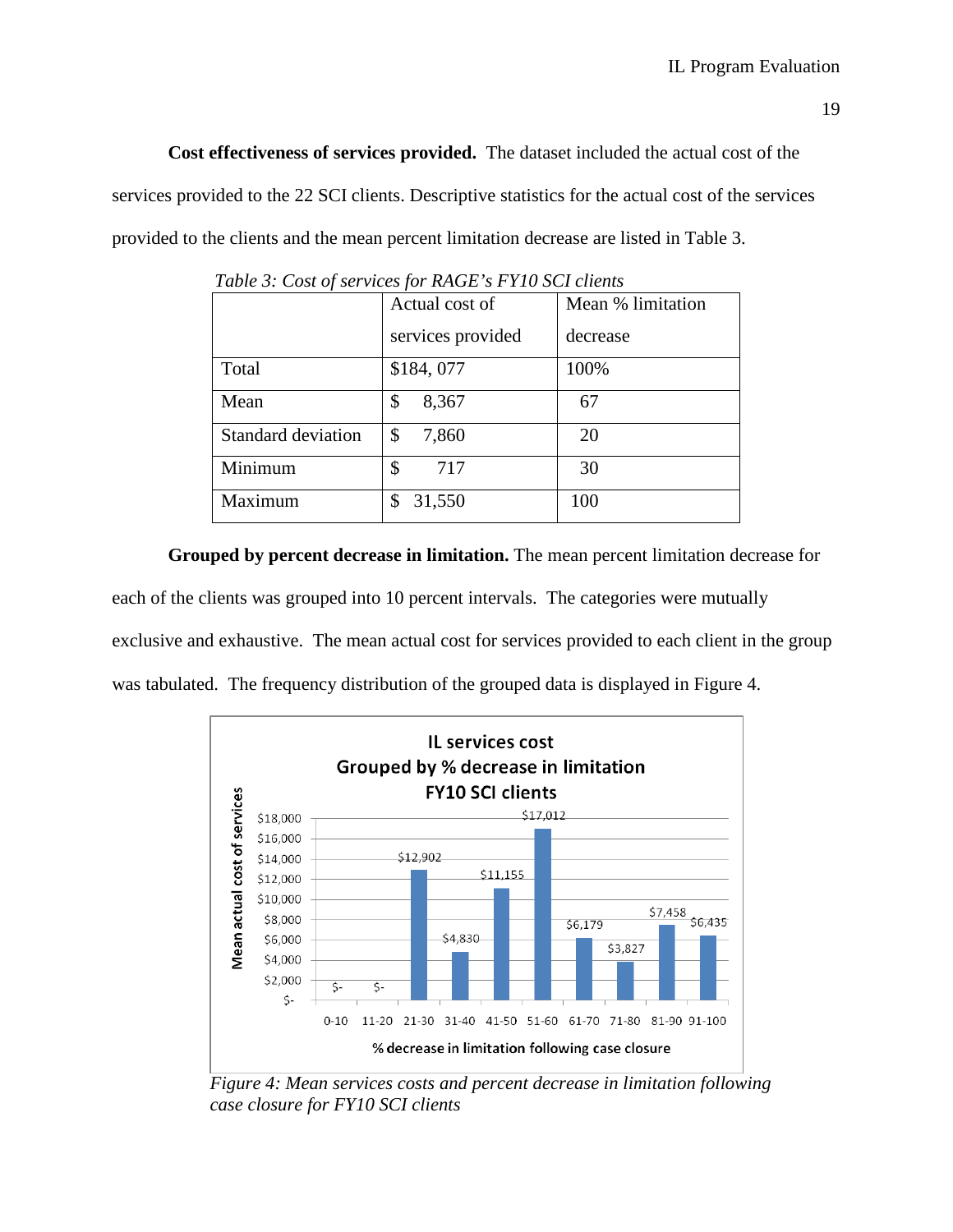**Cost effectiveness of services provided.** The dataset included the actual cost of the services provided to the 22 SCI clients. Descriptive statistics for the actual cost of the services provided to the clients and the mean percent limitation decrease are listed in Table 3.

*Table 3: Cost of services for RAGE's FY10 SCI clients*

| | Actual cost of services provided | Mean % limitation decrease |
|---|---|---|
| Total | $184, 077 | 100% |
| Mean | $ 8,367 | 67 |
| Standard deviation | $ 7,860 | 20 |
| Minimum | $ 717 | 30 |
| Maximum | $ 31,550 | 100 |

**Grouped by percent decrease in limitation.** The mean percent limitation decrease for each of the clients was grouped into 10 percent intervals. The categories were mutually exclusive and exhaustive. The mean actual cost for services provided to each client in the group was tabulated. The frequency distribution of the grouped data is displayed in Figure 4.

IL services cost
Grouped by % decrease in limitation
FY10 SCI clients

| % decrease in limitation following case closure | Mean actual cost of services |
|---|---|
| 0-10 | $- |
| 11-20 | $- |
| 21-30 | $12,902 |
| 31-40 | $4,830 |
| 41-50 | $11,155 |
| 51-60 | $17,012 |
| 61-70 | $6,179 |
| 71-80 | $3,827 |
| 81-90 | $7,458 |
| 91-100 | $6,435 |

*Figure 4: Mean services costs and percent decrease in limitation following case closure for FY10 SCI clients*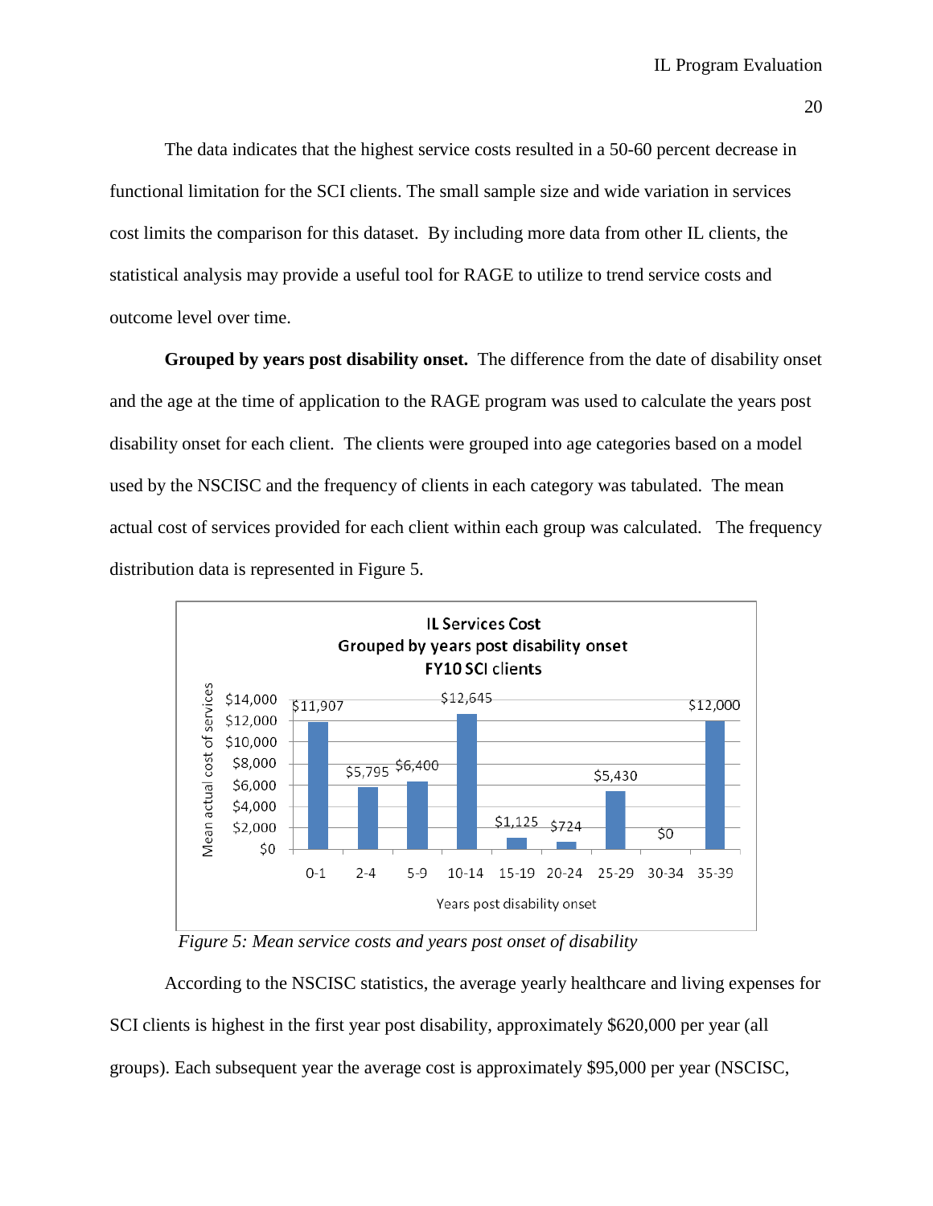The data indicates that the highest service costs resulted in a 50-60 percent decrease in functional limitation for the SCI clients. The small sample size and wide variation in services cost limits the comparison for this dataset. By including more data from other IL clients, the statistical analysis may provide a useful tool for RAGE to utilize to trend service costs and outcome level over time.

**Grouped by years post disability onset.** The difference from the date of disability onset and the age at the time of application to the RAGE program was used to calculate the years post disability onset for each client. The clients were grouped into age categories based on a model used by the NSCISC and the frequency of clients in each category was tabulated. The mean actual cost of services provided for each client within each group was calculated. The frequency distribution data is represented in Figure 5.

*Figure 5: Mean service costs and years post onset of disability*

According to the NSCISC statistics, the average yearly healthcare and living expenses for SCI clients is highest in the first year post disability, approximately $620,000 per year (all groups). Each subsequent year the average cost is approximately $95,000 per year (NSCISC,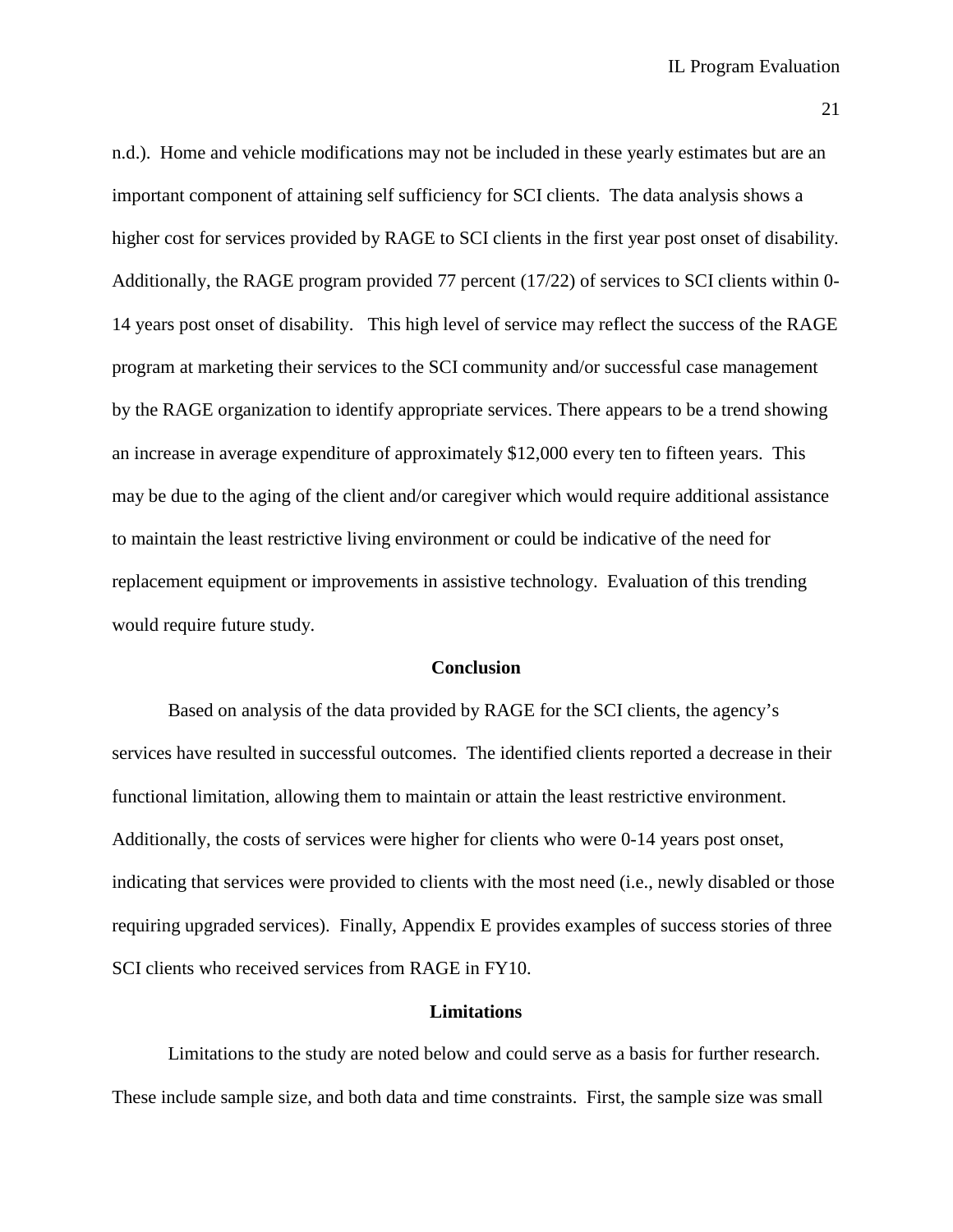n.d.). Home and vehicle modifications may not be included in these yearly estimates but are an important component of attaining self sufficiency for SCI clients. The data analysis shows a higher cost for services provided by RAGE to SCI clients in the first year post onset of disability. Additionally, the RAGE program provided 77 percent (17/22) of services to SCI clients within 0-14 years post onset of disability. This high level of service may reflect the success of the RAGE program at marketing their services to the SCI community and/or successful case management by the RAGE organization to identify appropriate services. There appears to be a trend showing an increase in average expenditure of approximately $12,000 every ten to fifteen years. This may be due to the aging of the client and/or caregiver which would require additional assistance to maintain the least restrictive living environment or could be indicative of the need for replacement equipment or improvements in assistive technology. Evaluation of this trending would require future study.

## Conclusion

Based on analysis of the data provided by RAGE for the SCI clients, the agency's services have resulted in successful outcomes. The identified clients reported a decrease in their functional limitation, allowing them to maintain or attain the least restrictive environment. Additionally, the costs of services were higher for clients who were 0-14 years post onset, indicating that services were provided to clients with the most need (i.e., newly disabled or those requiring upgraded services). Finally, Appendix E provides examples of success stories of three SCI clients who received services from RAGE in FY10.

## Limitations

Limitations to the study are noted below and could serve as a basis for further research. These include sample size, and both data and time constraints. First, the sample size was small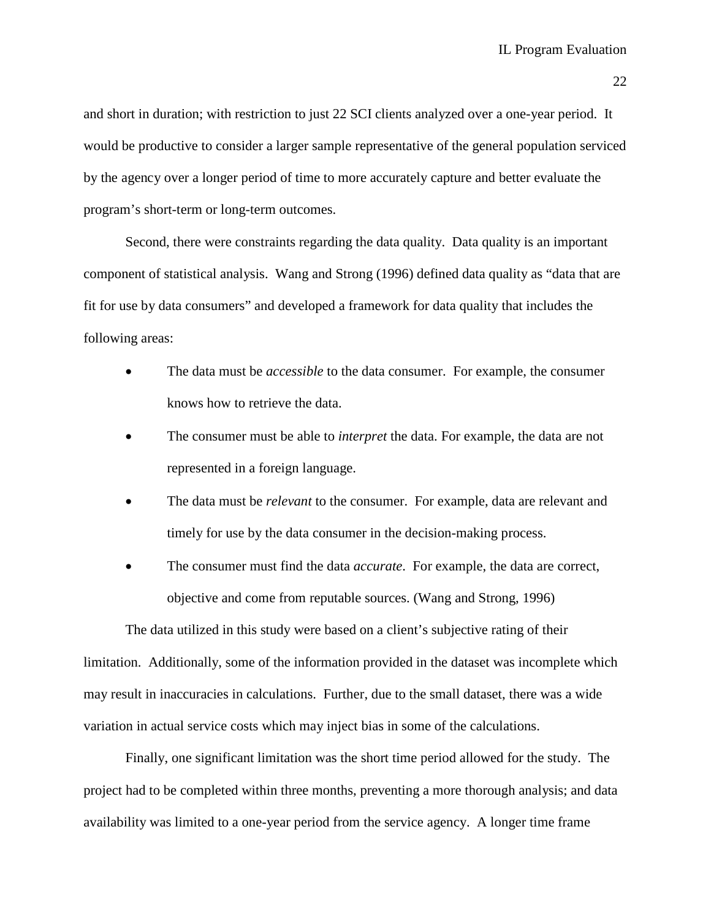and short in duration; with restriction to just 22 SCI clients analyzed over a one-year period. It would be productive to consider a larger sample representative of the general population serviced by the agency over a longer period of time to more accurately capture and better evaluate the program's short-term or long-term outcomes.

Second, there were constraints regarding the data quality. Data quality is an important component of statistical analysis. Wang and Strong (1996) defined data quality as "data that are fit for use by data consumers" and developed a framework for data quality that includes the following areas:

- The data must be *accessible* to the data consumer. For example, the consumer knows how to retrieve the data.
- The consumer must be able to *interpret* the data. For example, the data are not represented in a foreign language.
- The data must be *relevant* to the consumer. For example, data are relevant and timely for use by the data consumer in the decision-making process.
- The consumer must find the data *accurate*. For example, the data are correct, objective and come from reputable sources. (Wang and Strong, 1996)

The data utilized in this study were based on a client's subjective rating of their limitation. Additionally, some of the information provided in the dataset was incomplete which may result in inaccuracies in calculations. Further, due to the small dataset, there was a wide variation in actual service costs which may inject bias in some of the calculations.

Finally, one significant limitation was the short time period allowed for the study. The project had to be completed within three months, preventing a more thorough analysis; and data availability was limited to a one-year period from the service agency. A longer time frame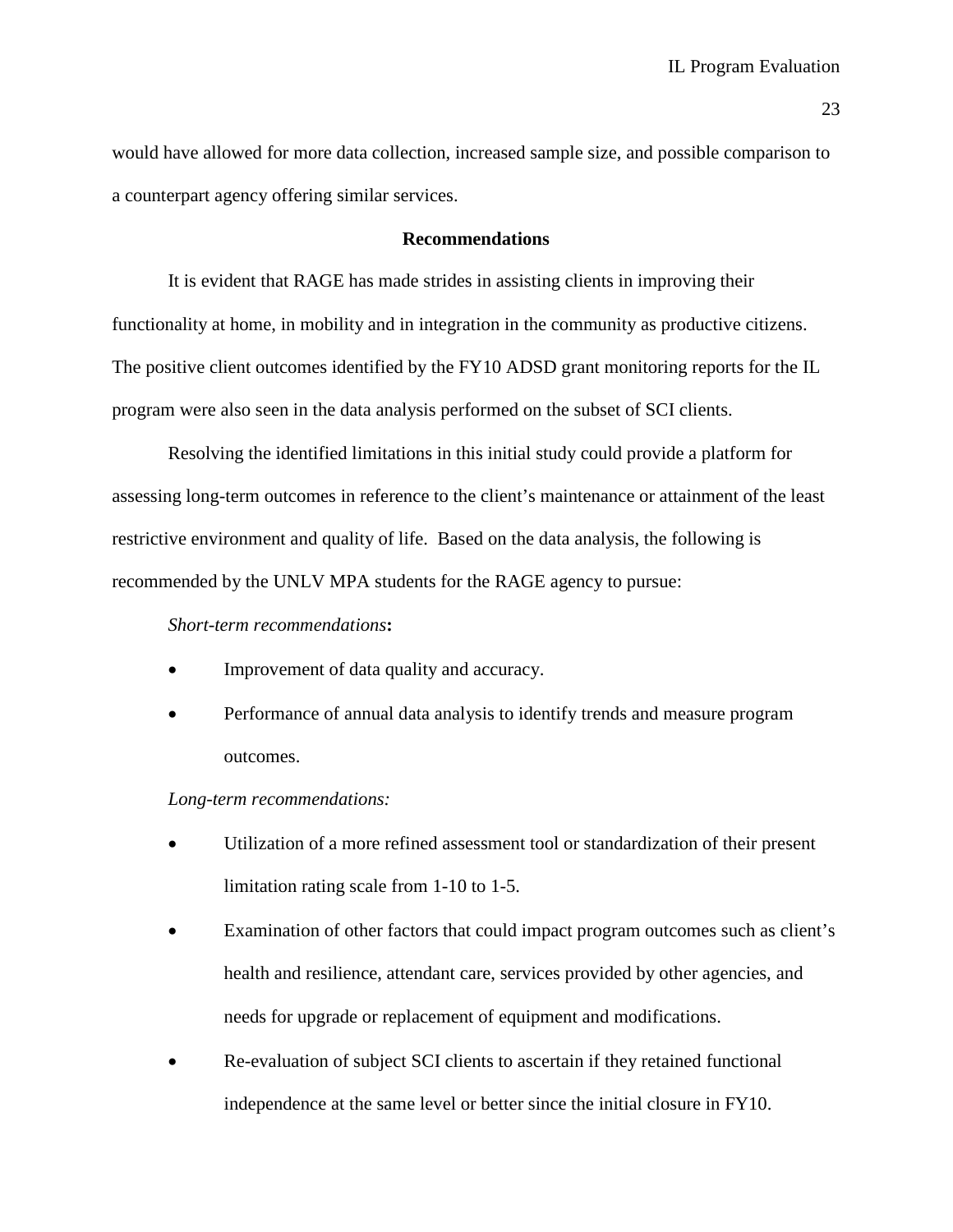would have allowed for more data collection, increased sample size, and possible comparison to a counterpart agency offering similar services.

## Recommendations

It is evident that RAGE has made strides in assisting clients in improving their functionality at home, in mobility and in integration in the community as productive citizens. The positive client outcomes identified by the FY10 ADSD grant monitoring reports for the IL program were also seen in the data analysis performed on the subset of SCI clients.

Resolving the identified limitations in this initial study could provide a platform for assessing long-term outcomes in reference to the client's maintenance or attainment of the least restrictive environment and quality of life. Based on the data analysis, the following is recommended by the UNLV MPA students for the RAGE agency to pursue:

*Short-term recommendations***:**

- Improvement of data quality and accuracy.
- Performance of annual data analysis to identify trends and measure program outcomes.

*Long-term recommendations:*

- Utilization of a more refined assessment tool or standardization of their present limitation rating scale from 1-10 to 1-5.
- Examination of other factors that could impact program outcomes such as client's health and resilience, attendant care, services provided by other agencies, and needs for upgrade or replacement of equipment and modifications.
- Re-evaluation of subject SCI clients to ascertain if they retained functional independence at the same level or better since the initial closure in FY10.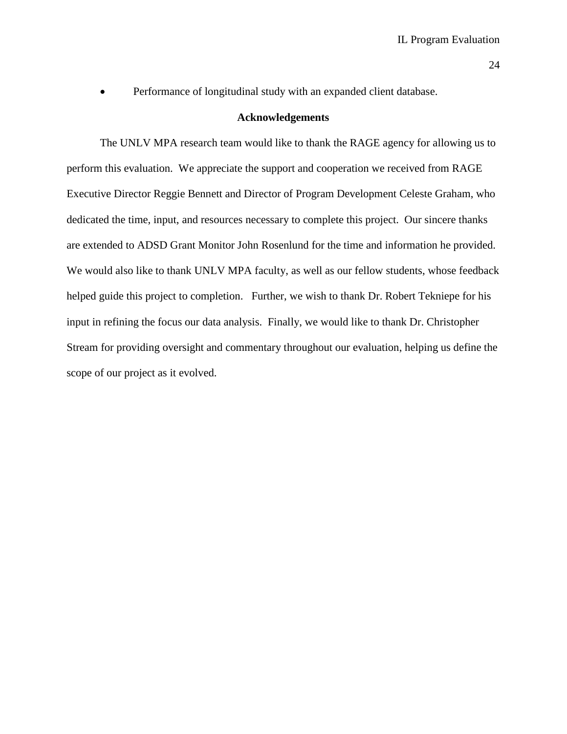- Performance of longitudinal study with an expanded client database.

## Acknowledgements

The UNLV MPA research team would like to thank the RAGE agency for allowing us to perform this evaluation. We appreciate the support and cooperation we received from RAGE Executive Director Reggie Bennett and Director of Program Development Celeste Graham, who dedicated the time, input, and resources necessary to complete this project. Our sincere thanks are extended to ADSD Grant Monitor John Rosenlund for the time and information he provided. We would also like to thank UNLV MPA faculty, as well as our fellow students, whose feedback helped guide this project to completion. Further, we wish to thank Dr. Robert Tekniepe for his input in refining the focus our data analysis. Finally, we would like to thank Dr. Christopher Stream for providing oversight and commentary throughout our evaluation, helping us define the scope of our project as it evolved.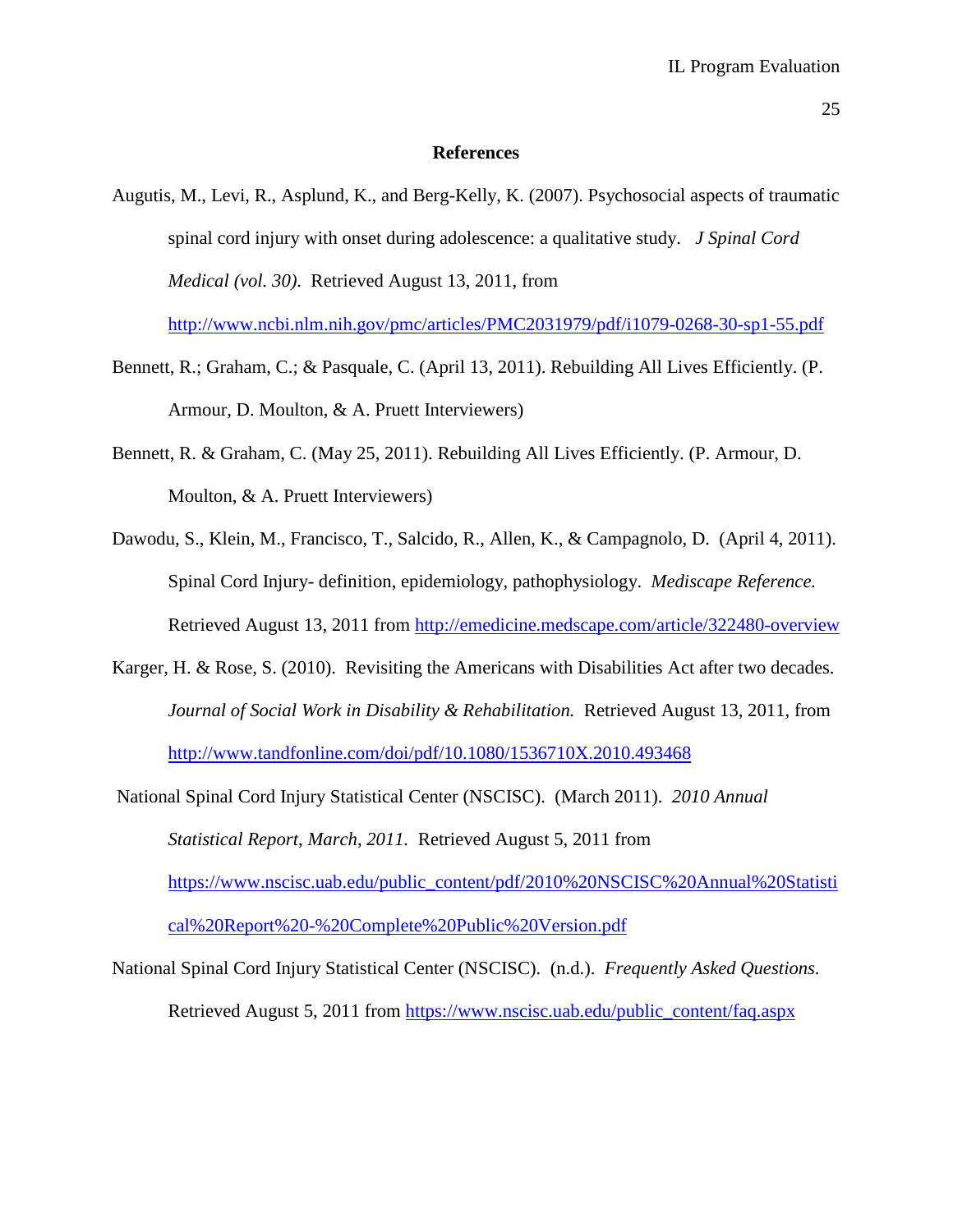**References**

Augutis, M., Levi, R., Asplund, K., and Berg-Kelly, K. (2007). Psychosocial aspects of traumatic spinal cord injury with onset during adolescence: a qualitative study. *J Spinal Cord Medical (vol. 30)*. Retrieved August 13, 2011, from http://www.ncbi.nlm.nih.gov/pmc/articles/PMC2031979/pdf/i1079-0268-30-sp1-55.pdf

Bennett, R.; Graham, C.; & Pasquale, C. (April 13, 2011). Rebuilding All Lives Efficiently. (P. Armour, D. Moulton, & A. Pruett Interviewers)

Bennett, R. & Graham, C. (May 25, 2011). Rebuilding All Lives Efficiently. (P. Armour, D. Moulton, & A. Pruett Interviewers)

Dawodu, S., Klein, M., Francisco, T., Salcido, R., Allen, K., & Campagnolo, D. (April 4, 2011). Spinal Cord Injury- definition, epidemiology, pathophysiology. *Mediscape Reference.* Retrieved August 13, 2011 from http://emedicine.medscape.com/article/322480-overview

Karger, H. & Rose, S. (2010). Revisiting the Americans with Disabilities Act after two decades. *Journal of Social Work in Disability & Rehabilitation.* Retrieved August 13, 2011, from http://www.tandfonline.com/doi/pdf/10.1080/1536710X.2010.493468

National Spinal Cord Injury Statistical Center (NSCISC). (March 2011). *2010 Annual Statistical Report, March, 2011.* Retrieved August 5, 2011 from https://www.nscisc.uab.edu/public_content/pdf/2010%20NSCISC%20Annual%20Statistical%20Report%20-%20Complete%20Public%20Version.pdf

National Spinal Cord Injury Statistical Center (NSCISC). (n.d.). *Frequently Asked Questions.* Retrieved August 5, 2011 from https://www.nscisc.uab.edu/public_content/faq.aspx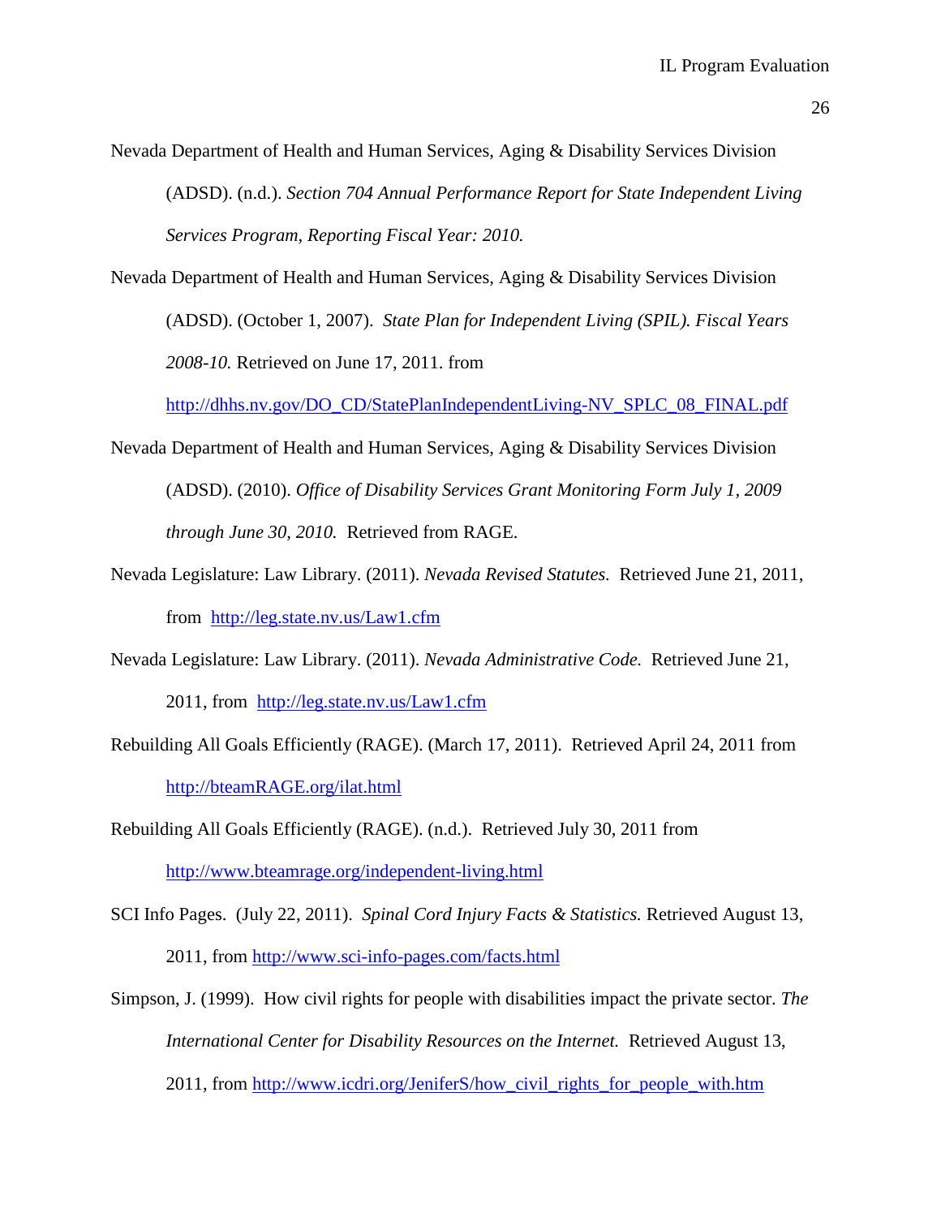Nevada Department of Health and Human Services, Aging & Disability Services Division (ADSD). (n.d.). *Section 704 Annual Performance Report for State Independent Living Services Program, Reporting Fiscal Year: 2010.*

Nevada Department of Health and Human Services, Aging & Disability Services Division (ADSD). (October 1, 2007). *State Plan for Independent Living (SPIL). Fiscal Years 2008-10.* Retrieved on June 17, 2011. from http://dhhs.nv.gov/DO_CD/StatePlanIndependentLiving-NV_SPLC_08_FINAL.pdf

Nevada Department of Health and Human Services, Aging & Disability Services Division (ADSD). (2010). *Office of Disability Services Grant Monitoring Form July 1, 2009 through June 30, 2010.* Retrieved from RAGE.

Nevada Legislature: Law Library. (2011). *Nevada Revised Statutes.* Retrieved June 21, 2011, from http://leg.state.nv.us/Law1.cfm

Nevada Legislature: Law Library. (2011). *Nevada Administrative Code.* Retrieved June 21, 2011, from http://leg.state.nv.us/Law1.cfm

Rebuilding All Goals Efficiently (RAGE). (March 17, 2011). Retrieved April 24, 2011 from http://bteamRAGE.org/ilat.html

Rebuilding All Goals Efficiently (RAGE). (n.d.). Retrieved July 30, 2011 from http://www.bteamrage.org/independent-living.html

SCI Info Pages. (July 22, 2011). *Spinal Cord Injury Facts & Statistics.* Retrieved August 13, 2011, from http://www.sci-info-pages.com/facts.html

Simpson, J. (1999). How civil rights for people with disabilities impact the private sector. *The International Center for Disability Resources on the Internet.* Retrieved August 13, 2011, from http://www.icdri.org/JeniferS/how_civil_rights_for_people_with.htm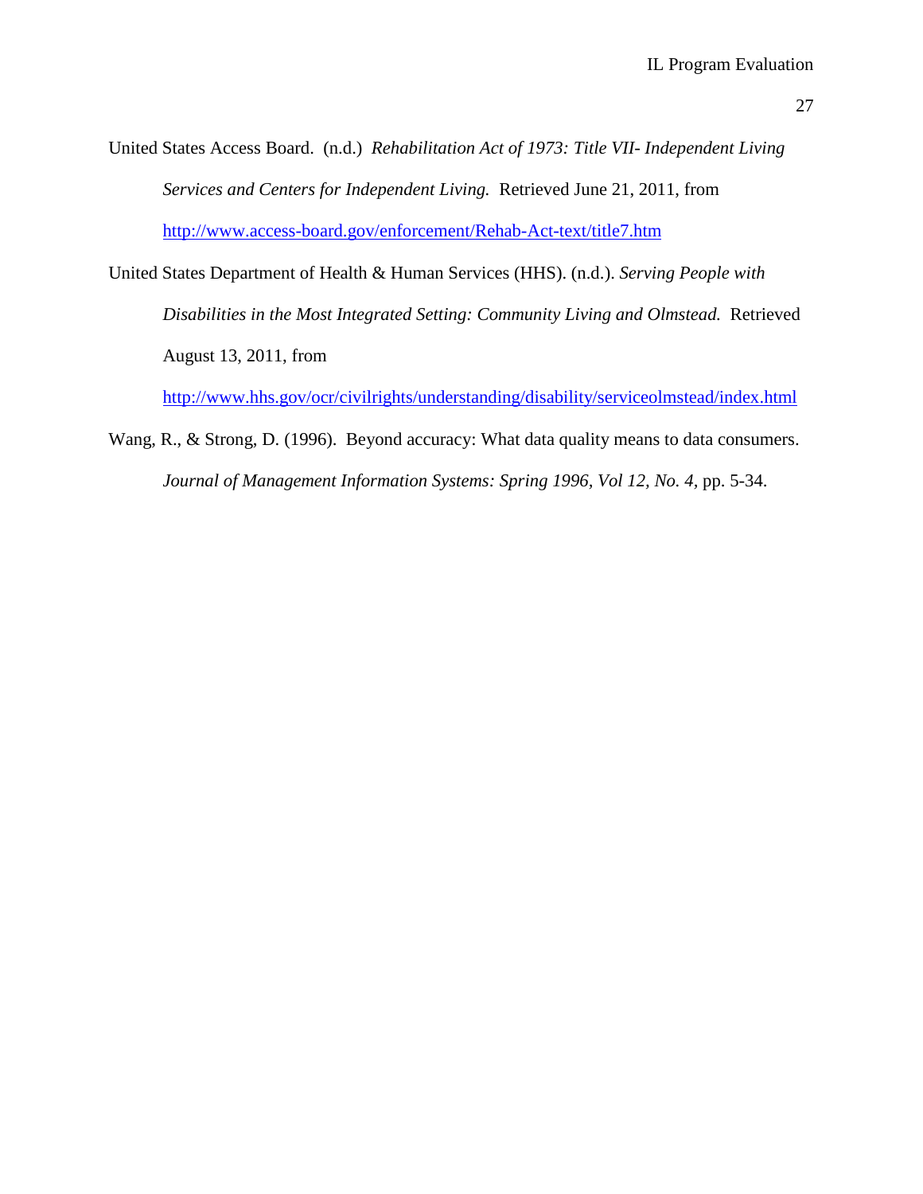United States Access Board. (n.d.) *Rehabilitation Act of 1973: Title VII- Independent Living Services and Centers for Independent Living.* Retrieved June 21, 2011, from http://www.access-board.gov/enforcement/Rehab-Act-text/title7.htm

United States Department of Health & Human Services (HHS). (n.d.). *Serving People with Disabilities in the Most Integrated Setting: Community Living and Olmstead.* Retrieved August 13, 2011, from http://www.hhs.gov/ocr/civilrights/understanding/disability/serviceolmstead/index.html

Wang, R., & Strong, D. (1996). Beyond accuracy: What data quality means to data consumers. *Journal of Management Information Systems: Spring 1996, Vol 12, No. 4,* pp. 5-34.